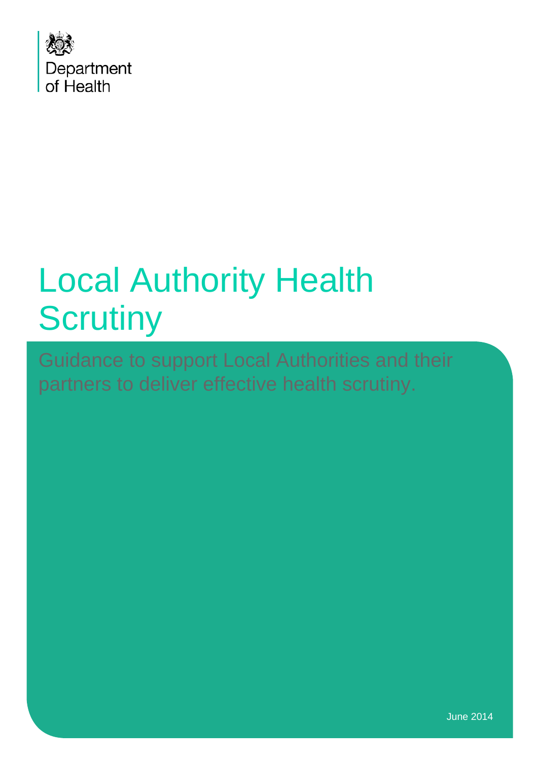Department of Health

# Local Authority Health Scrutiny

Guidance to support Local Authorities and their partners to deliver effective health scrutiny.

June 2014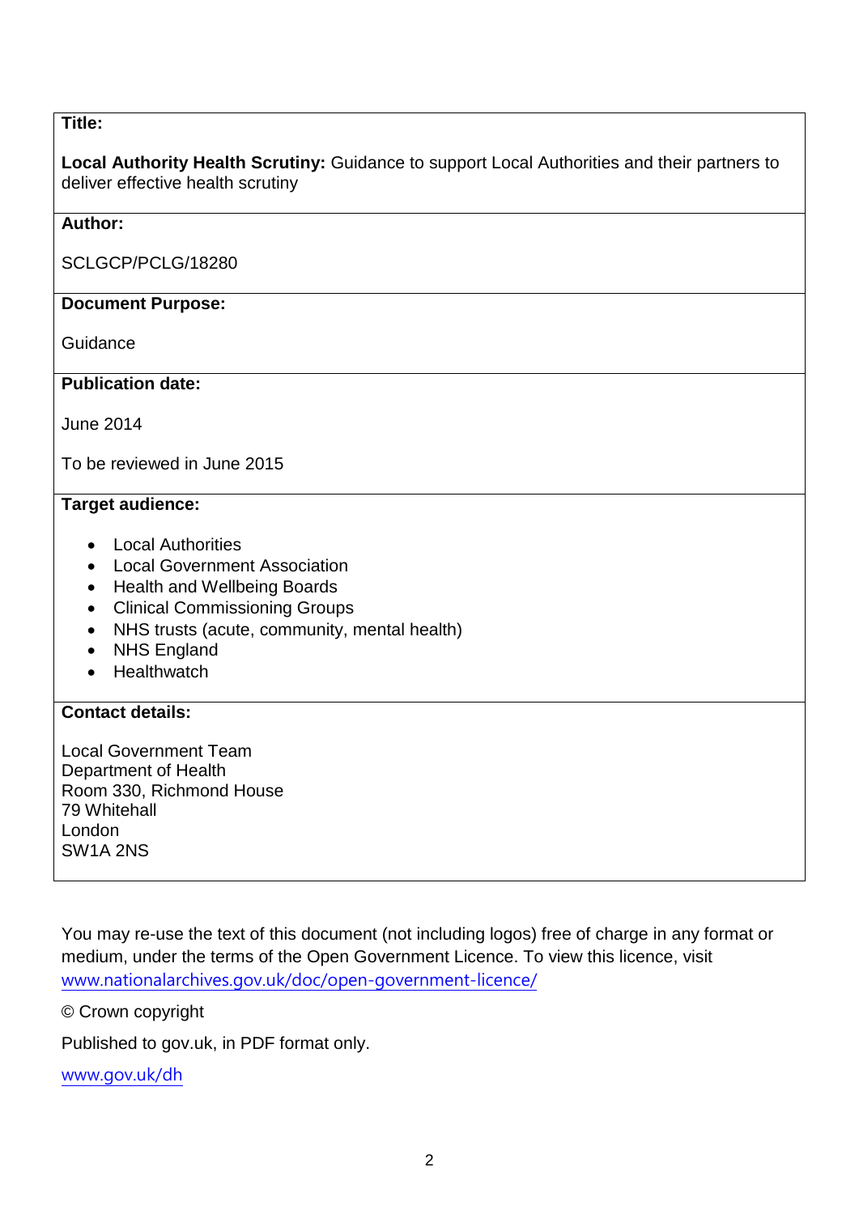**Title:**

**Local Authority Health Scrutiny:** Guidance to support Local Authorities and their partners to deliver effective health scrutiny

**Author:**

SCLGCP/PCLG/18280

**Document Purpose:**

Guidance

**Publication date:**

June 2014

To be reviewed in June 2015

**Target audience:**

- Local Authorities
- Local Government Association
- Health and Wellbeing Boards
- Clinical Commissioning Groups
- NHS trusts (acute, community, mental health)
- NHS England
- Healthwatch

**Contact details:**

Local Government Team
Department of Health
Room 330, Richmond House
79 Whitehall
London
SW1A 2NS

You may re-use the text of this document (not including logos) free of charge in any format or medium, under the terms of the Open Government Licence. To view this licence, visit www.nationalarchives.gov.uk/doc/open-government-licence/

© Crown copyright

Published to gov.uk, in PDF format only.

www.gov.uk/dh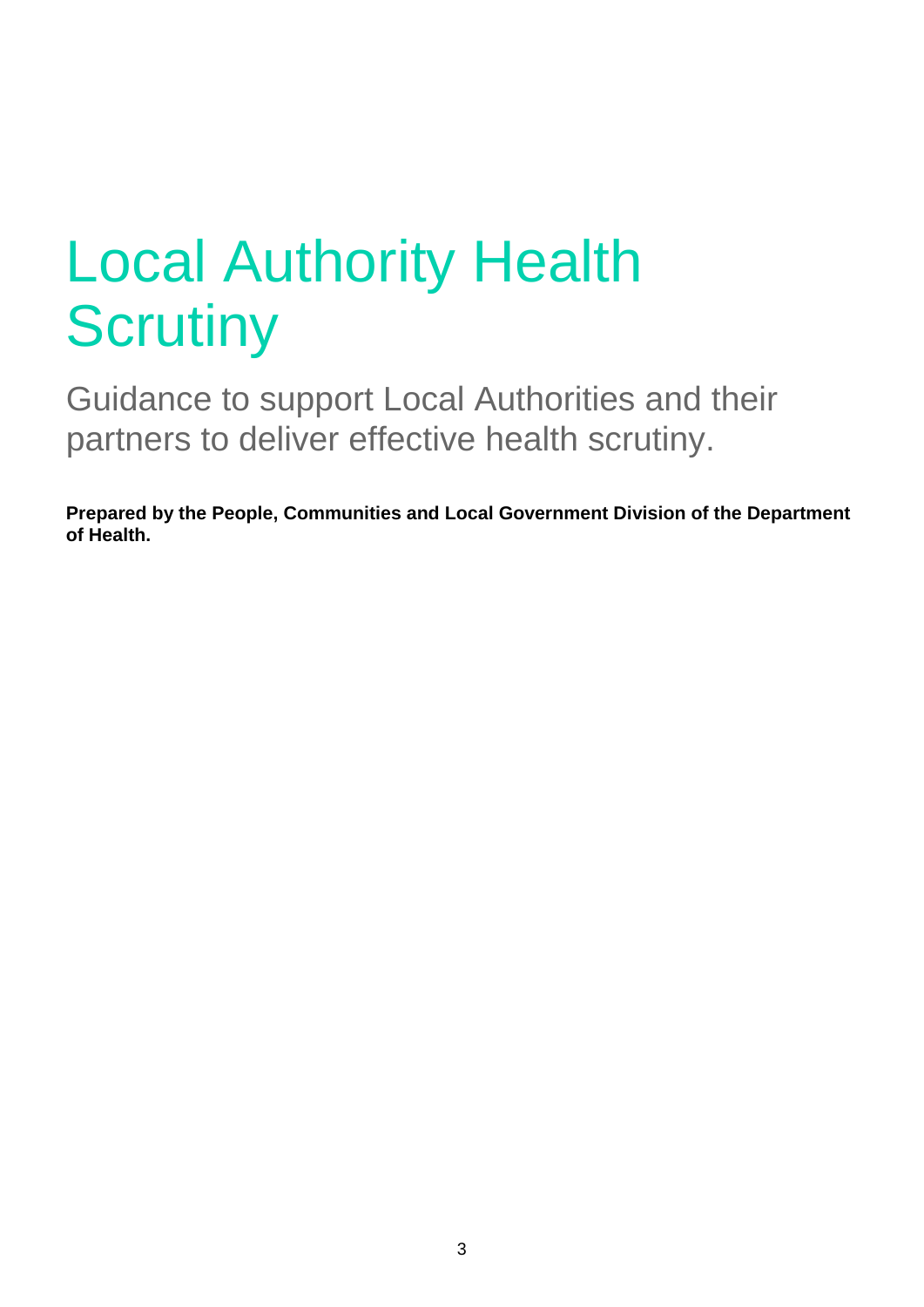# Local Authority Health Scrutiny

## Guidance to support Local Authorities and their partners to deliver effective health scrutiny.

**Prepared by the People, Communities and Local Government Division of the Department of Health.**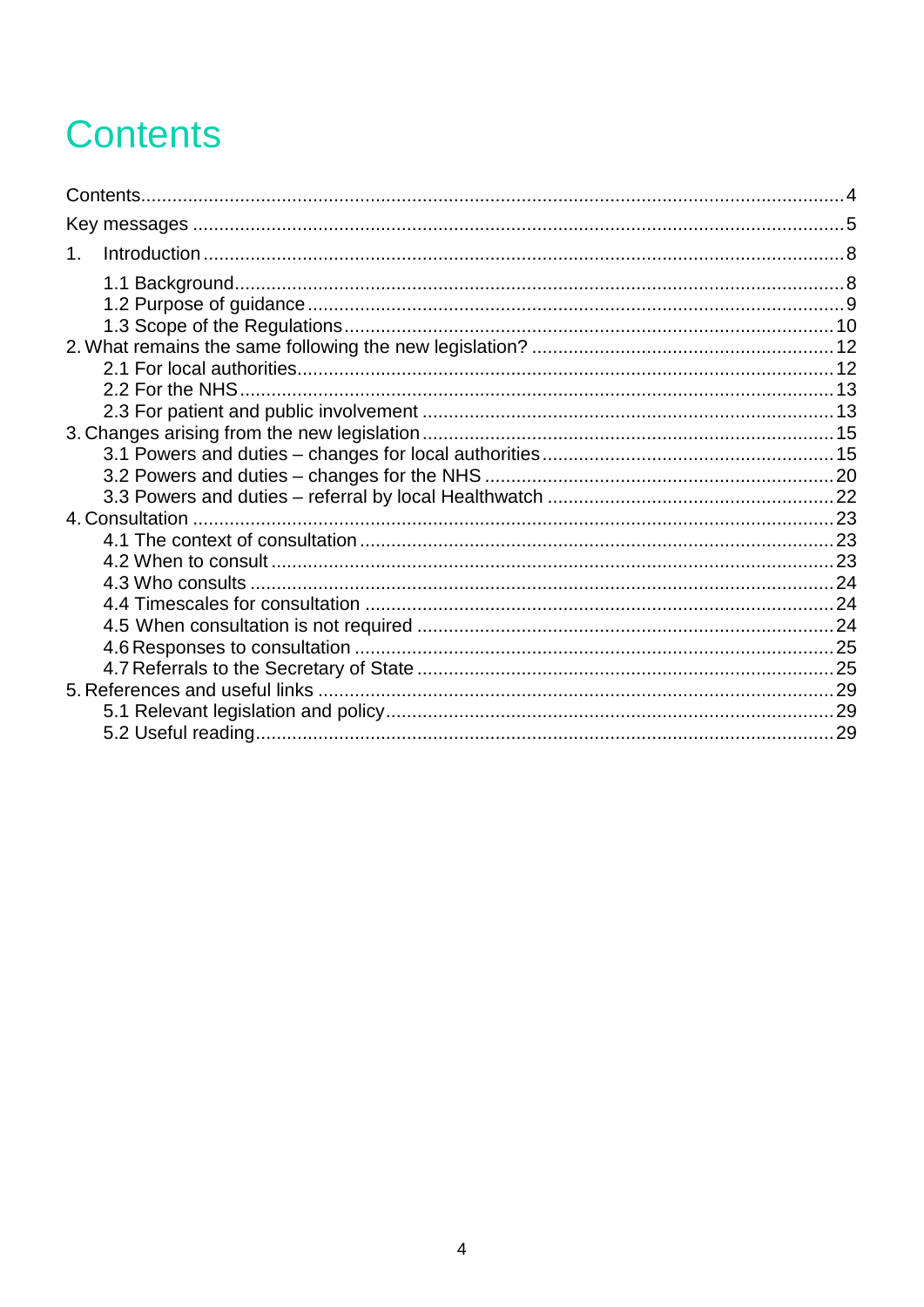# Contents

Contents .................................................................................................................................4

Key messages ..........................................................................................................................5

1. Introduction ........................................................................................................................8

   1.1 Background .....................................................................................................................8

   1.2 Purpose of guidance .......................................................................................................9

   1.3 Scope of the Regulations ..............................................................................................10

2. What remains the same following the new legislation? ..........................................................12

   2.1 For local authorities .......................................................................................................12

   2.2 For the NHS ...................................................................................................................13

   2.3 For patient and public involvement ................................................................................13

3. Changes arising from the new legislation ................................................................................15

   3.1 Powers and duties – changes for local authorities ........................................................15

   3.2 Powers and duties – changes for the NHS ....................................................................20

   3.3 Powers and duties – referral by local Healthwatch ........................................................22

4. Consultation .............................................................................................................................23

   4.1 The context of consultation ............................................................................................23

   4.2 When to consult ..............................................................................................................23

   4.3 Who consults ...................................................................................................................24

   4.4 Timescales for consultation ............................................................................................24

   4.5 When consultation is not required .................................................................................24

   4.6 Responses to consultation ..............................................................................................25

   4.7 Referrals to the Secretary of State ..................................................................................25

5. References and useful links .......................................................................................................29

   5.1 Relevant legislation and policy .......................................................................................29

   5.2 Useful reading ..................................................................................................................29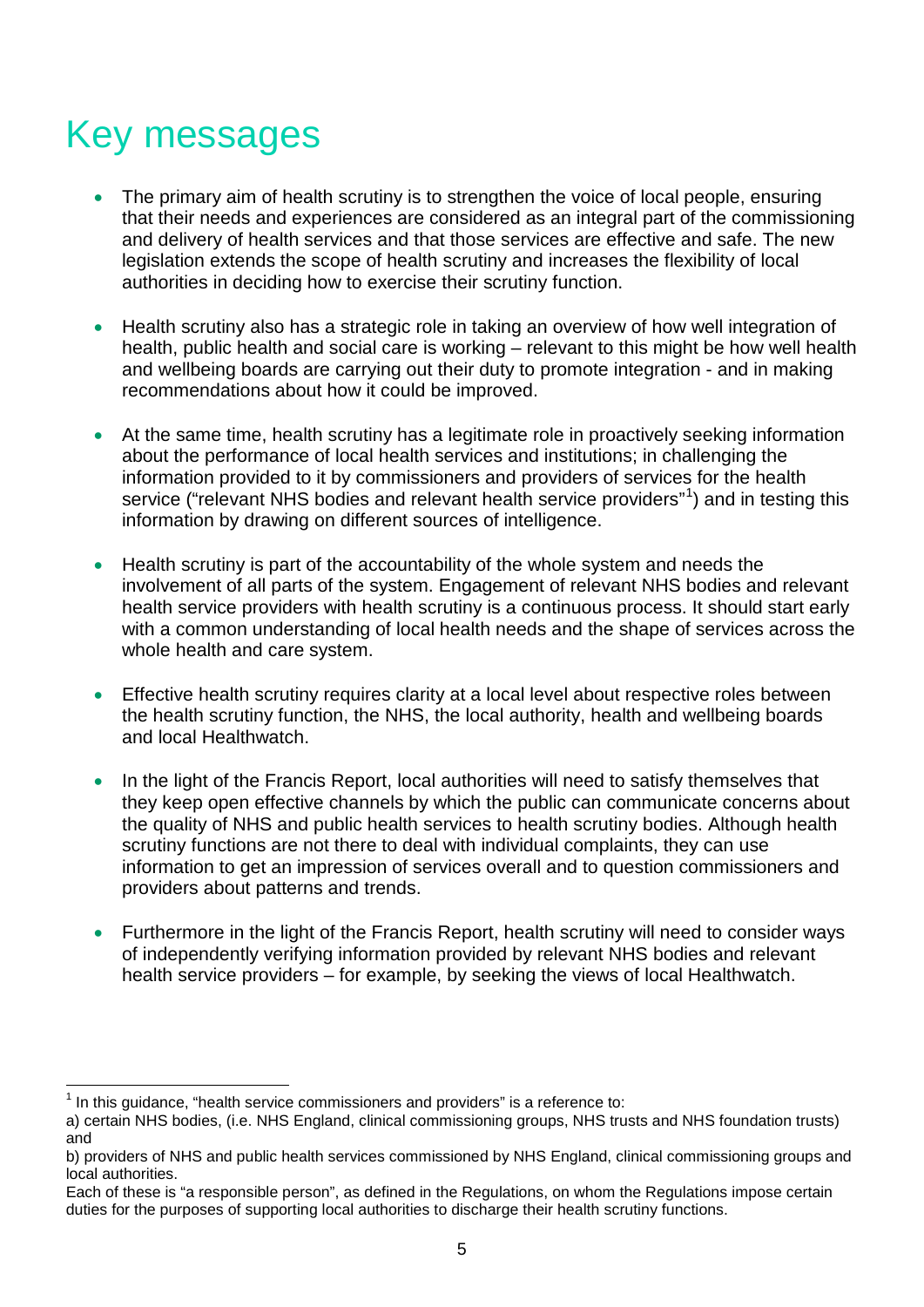# Key messages

- The primary aim of health scrutiny is to strengthen the voice of local people, ensuring that their needs and experiences are considered as an integral part of the commissioning and delivery of health services and that those services are effective and safe. The new legislation extends the scope of health scrutiny and increases the flexibility of local authorities in deciding how to exercise their scrutiny function.

- Health scrutiny also has a strategic role in taking an overview of how well integration of health, public health and social care is working – relevant to this might be how well health and wellbeing boards are carrying out their duty to promote integration - and in making recommendations about how it could be improved.

- At the same time, health scrutiny has a legitimate role in proactively seeking information about the performance of local health services and institutions; in challenging the information provided to it by commissioners and providers of services for the health service ("relevant NHS bodies and relevant health service providers"[1]) and in testing this information by drawing on different sources of intelligence.

- Health scrutiny is part of the accountability of the whole system and needs the involvement of all parts of the system. Engagement of relevant NHS bodies and relevant health service providers with health scrutiny is a continuous process. It should start early with a common understanding of local health needs and the shape of services across the whole health and care system.

- Effective health scrutiny requires clarity at a local level about respective roles between the health scrutiny function, the NHS, the local authority, health and wellbeing boards and local Healthwatch.

- In the light of the Francis Report, local authorities will need to satisfy themselves that they keep open effective channels by which the public can communicate concerns about the quality of NHS and public health services to health scrutiny bodies. Although health scrutiny functions are not there to deal with individual complaints, they can use information to get an impression of services overall and to question commissioners and providers about patterns and trends.

- Furthermore in the light of the Francis Report, health scrutiny will need to consider ways of independently verifying information provided by relevant NHS bodies and relevant health service providers – for example, by seeking the views of local Healthwatch.

---

[1] In this guidance, "health service commissioners and providers" is a reference to:
a) certain NHS bodies, (i.e. NHS England, clinical commissioning groups, NHS trusts and NHS foundation trusts) and
b) providers of NHS and public health services commissioned by NHS England, clinical commissioning groups and local authorities.
Each of these is "a responsible person", as defined in the Regulations, on whom the Regulations impose certain duties for the purposes of supporting local authorities to discharge their health scrutiny functions.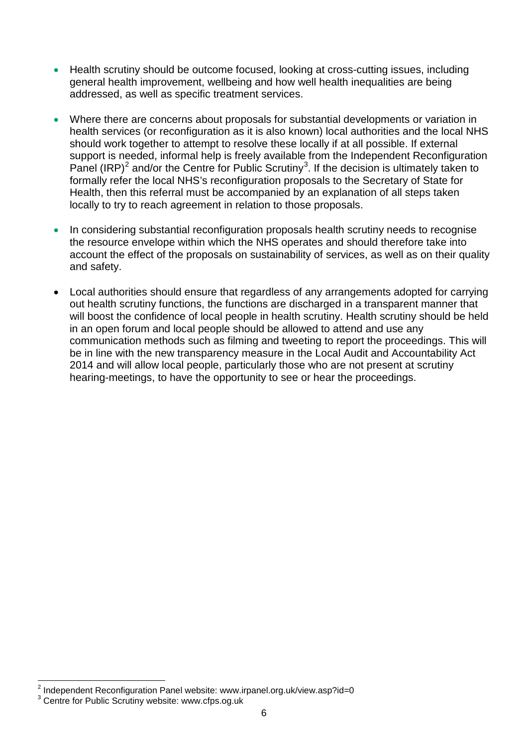- Health scrutiny should be outcome focused, looking at cross-cutting issues, including general health improvement, wellbeing and how well health inequalities are being addressed, as well as specific treatment services.

- Where there are concerns about proposals for substantial developments or variation in health services (or reconfiguration as it is also known) local authorities and the local NHS should work together to attempt to resolve these locally if at all possible. If external support is needed, informal help is freely available from the Independent Reconfiguration Panel (IRP)[2] and/or the Centre for Public Scrutiny[3]. If the decision is ultimately taken to formally refer the local NHS's reconfiguration proposals to the Secretary of State for Health, then this referral must be accompanied by an explanation of all steps taken locally to try to reach agreement in relation to those proposals.

- In considering substantial reconfiguration proposals health scrutiny needs to recognise the resource envelope within which the NHS operates and should therefore take into account the effect of the proposals on sustainability of services, as well as on their quality and safety.

- Local authorities should ensure that regardless of any arrangements adopted for carrying out health scrutiny functions, the functions are discharged in a transparent manner that will boost the confidence of local people in health scrutiny. Health scrutiny should be held in an open forum and local people should be allowed to attend and use any communication methods such as filming and tweeting to report the proceedings. This will be in line with the new transparency measure in the Local Audit and Accountability Act 2014 and will allow local people, particularly those who are not present at scrutiny hearing-meetings, to have the opportunity to see or hear the proceedings.

---

[2] Independent Reconfiguration Panel website: www.irpanel.org.uk/view.asp?id=0

[3] Centre for Public Scrutiny website: www.cfps.og.uk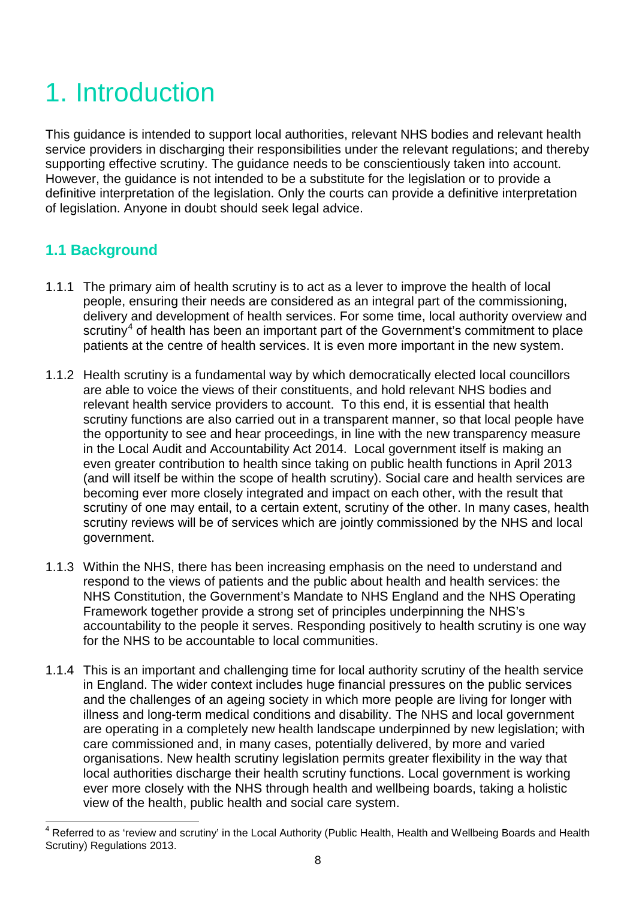# 1. Introduction

This guidance is intended to support local authorities, relevant NHS bodies and relevant health service providers in discharging their responsibilities under the relevant regulations; and thereby supporting effective scrutiny. The guidance needs to be conscientiously taken into account. However, the guidance is not intended to be a substitute for the legislation or to provide a definitive interpretation of the legislation. Only the courts can provide a definitive interpretation of legislation. Anyone in doubt should seek legal advice.

## 1.1 Background

1.1.1 The primary aim of health scrutiny is to act as a lever to improve the health of local people, ensuring their needs are considered as an integral part of the commissioning, delivery and development of health services. For some time, local authority overview and scrutiny[4] of health has been an important part of the Government's commitment to place patients at the centre of health services. It is even more important in the new system.

1.1.2 Health scrutiny is a fundamental way by which democratically elected local councillors are able to voice the views of their constituents, and hold relevant NHS bodies and relevant health service providers to account. To this end, it is essential that health scrutiny functions are also carried out in a transparent manner, so that local people have the opportunity to see and hear proceedings, in line with the new transparency measure in the Local Audit and Accountability Act 2014. Local government itself is making an even greater contribution to health since taking on public health functions in April 2013 (and will itself be within the scope of health scrutiny). Social care and health services are becoming ever more closely integrated and impact on each other, with the result that scrutiny of one may entail, to a certain extent, scrutiny of the other. In many cases, health scrutiny reviews will be of services which are jointly commissioned by the NHS and local government.

1.1.3 Within the NHS, there has been increasing emphasis on the need to understand and respond to the views of patients and the public about health and health services: the NHS Constitution, the Government's Mandate to NHS England and the NHS Operating Framework together provide a strong set of principles underpinning the NHS's accountability to the people it serves. Responding positively to health scrutiny is one way for the NHS to be accountable to local communities.

1.1.4 This is an important and challenging time for local authority scrutiny of the health service in England. The wider context includes huge financial pressures on the public services and the challenges of an ageing society in which more people are living for longer with illness and long-term medical conditions and disability. The NHS and local government are operating in a completely new health landscape underpinned by new legislation; with care commissioned and, in many cases, potentially delivered, by more and varied organisations. New health scrutiny legislation permits greater flexibility in the way that local authorities discharge their health scrutiny functions. Local government is working ever more closely with the NHS through health and wellbeing boards, taking a holistic view of the health, public health and social care system.

[4] Referred to as 'review and scrutiny' in the Local Authority (Public Health, Health and Wellbeing Boards and Health Scrutiny) Regulations 2013.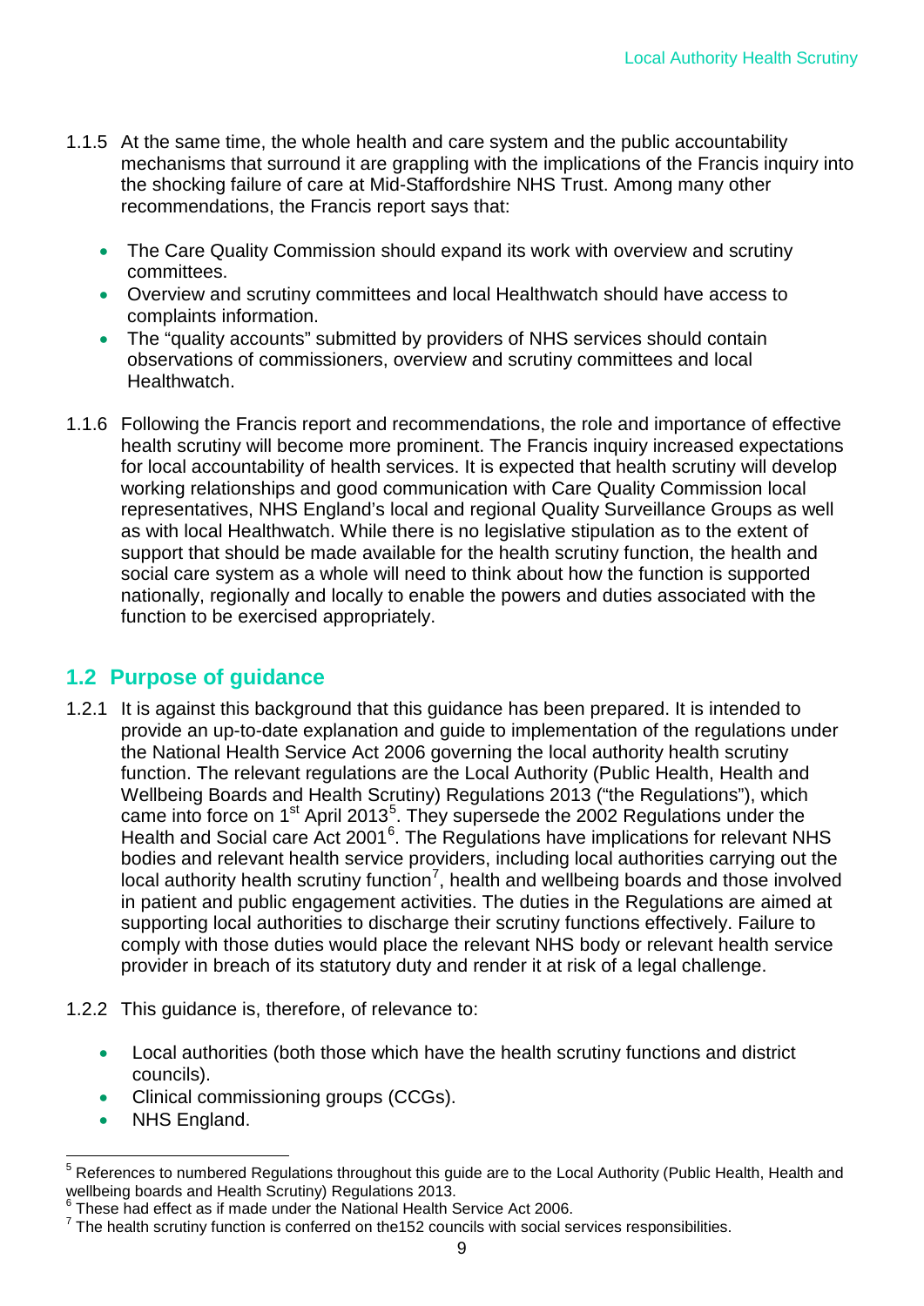1.1.5 At the same time, the whole health and care system and the public accountability mechanisms that surround it are grappling with the implications of the Francis inquiry into the shocking failure of care at Mid-Staffordshire NHS Trust. Among many other recommendations, the Francis report says that:

- The Care Quality Commission should expand its work with overview and scrutiny committees.
- Overview and scrutiny committees and local Healthwatch should have access to complaints information.
- The "quality accounts" submitted by providers of NHS services should contain observations of commissioners, overview and scrutiny committees and local Healthwatch.

1.1.6 Following the Francis report and recommendations, the role and importance of effective health scrutiny will become more prominent. The Francis inquiry increased expectations for local accountability of health services. It is expected that health scrutiny will develop working relationships and good communication with Care Quality Commission local representatives, NHS England's local and regional Quality Surveillance Groups as well as with local Healthwatch. While there is no legislative stipulation as to the extent of support that should be made available for the health scrutiny function, the health and social care system as a whole will need to think about how the function is supported nationally, regionally and locally to enable the powers and duties associated with the function to be exercised appropriately.

## 1.2 Purpose of guidance

1.2.1 It is against this background that this guidance has been prepared. It is intended to provide an up-to-date explanation and guide to implementation of the regulations under the National Health Service Act 2006 governing the local authority health scrutiny function. The relevant regulations are the Local Authority (Public Health, Health and Wellbeing Boards and Health Scrutiny) Regulations 2013 ("the Regulations"), which came into force on 1st April 2013[5]. They supersede the 2002 Regulations under the Health and Social care Act 2001[6]. The Regulations have implications for relevant NHS bodies and relevant health service providers, including local authorities carrying out the local authority health scrutiny function[7], health and wellbeing boards and those involved in patient and public engagement activities. The duties in the Regulations are aimed at supporting local authorities to discharge their scrutiny functions effectively. Failure to comply with those duties would place the relevant NHS body or relevant health service provider in breach of its statutory duty and render it at risk of a legal challenge.

1.2.2 This guidance is, therefore, of relevance to:

- Local authorities (both those which have the health scrutiny functions and district councils).
- Clinical commissioning groups (CCGs).
- NHS England.

[5] References to numbered Regulations throughout this guide are to the Local Authority (Public Health, Health and wellbeing boards and Health Scrutiny) Regulations 2013.
[6] These had effect as if made under the National Health Service Act 2006.
[7] The health scrutiny function is conferred on the152 councils with social services responsibilities.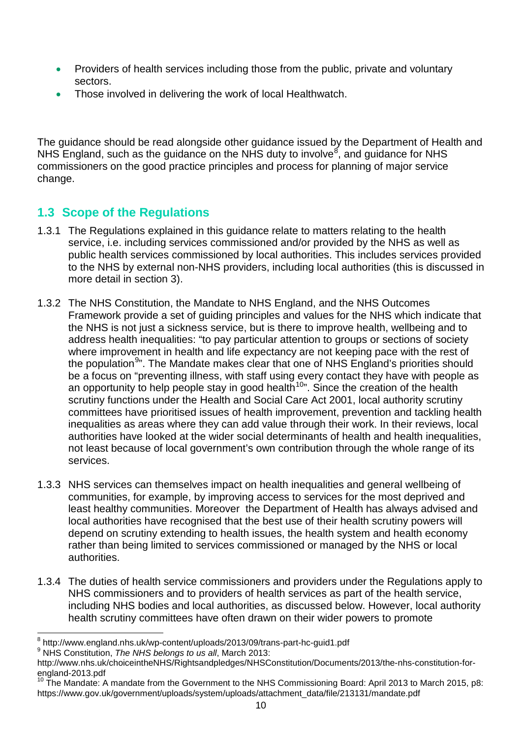- Providers of health services including those from the public, private and voluntary sectors.
- Those involved in delivering the work of local Healthwatch.

The guidance should be read alongside other guidance issued by the Department of Health and NHS England, such as the guidance on the NHS duty to involve[8], and guidance for NHS commissioners on the good practice principles and process for planning of major service change.

## 1.3 Scope of the Regulations

1.3.1 The Regulations explained in this guidance relate to matters relating to the health service, i.e. including services commissioned and/or provided by the NHS as well as public health services commissioned by local authorities. This includes services provided to the NHS by external non-NHS providers, including local authorities (this is discussed in more detail in section 3).

1.3.2 The NHS Constitution, the Mandate to NHS England, and the NHS Outcomes Framework provide a set of guiding principles and values for the NHS which indicate that the NHS is not just a sickness service, but is there to improve health, wellbeing and to address health inequalities: "to pay particular attention to groups or sections of society where improvement in health and life expectancy are not keeping pace with the rest of the population[9]". The Mandate makes clear that one of NHS England's priorities should be a focus on "preventing illness, with staff using every contact they have with people as an opportunity to help people stay in good health[10]". Since the creation of the health scrutiny functions under the Health and Social Care Act 2001, local authority scrutiny committees have prioritised issues of health improvement, prevention and tackling health inequalities as areas where they can add value through their work. In their reviews, local authorities have looked at the wider social determinants of health and health inequalities, not least because of local government's own contribution through the whole range of its services.

1.3.3 NHS services can themselves impact on health inequalities and general wellbeing of communities, for example, by improving access to services for the most deprived and least healthy communities. Moreover the Department of Health has always advised and local authorities have recognised that the best use of their health scrutiny powers will depend on scrutiny extending to health issues, the health system and health economy rather than being limited to services commissioned or managed by the NHS or local authorities.

1.3.4 The duties of health service commissioners and providers under the Regulations apply to NHS commissioners and to providers of health services as part of the health service, including NHS bodies and local authorities, as discussed below. However, local authority health scrutiny committees have often drawn on their wider powers to promote

---

[8] http://www.england.nhs.uk/wp-content/uploads/2013/09/trans-part-hc-guid1.pdf

[9] NHS Constitution, *The NHS belongs to us all*, March 2013: http://www.nhs.uk/choiceintheNHS/Rightsandpledges/NHSConstitution/Documents/2013/the-nhs-constitution-for-england-2013.pdf

[10] The Mandate: A mandate from the Government to the NHS Commissioning Board: April 2013 to March 2015, p8: https://www.gov.uk/government/uploads/system/uploads/attachment_data/file/213131/mandate.pdf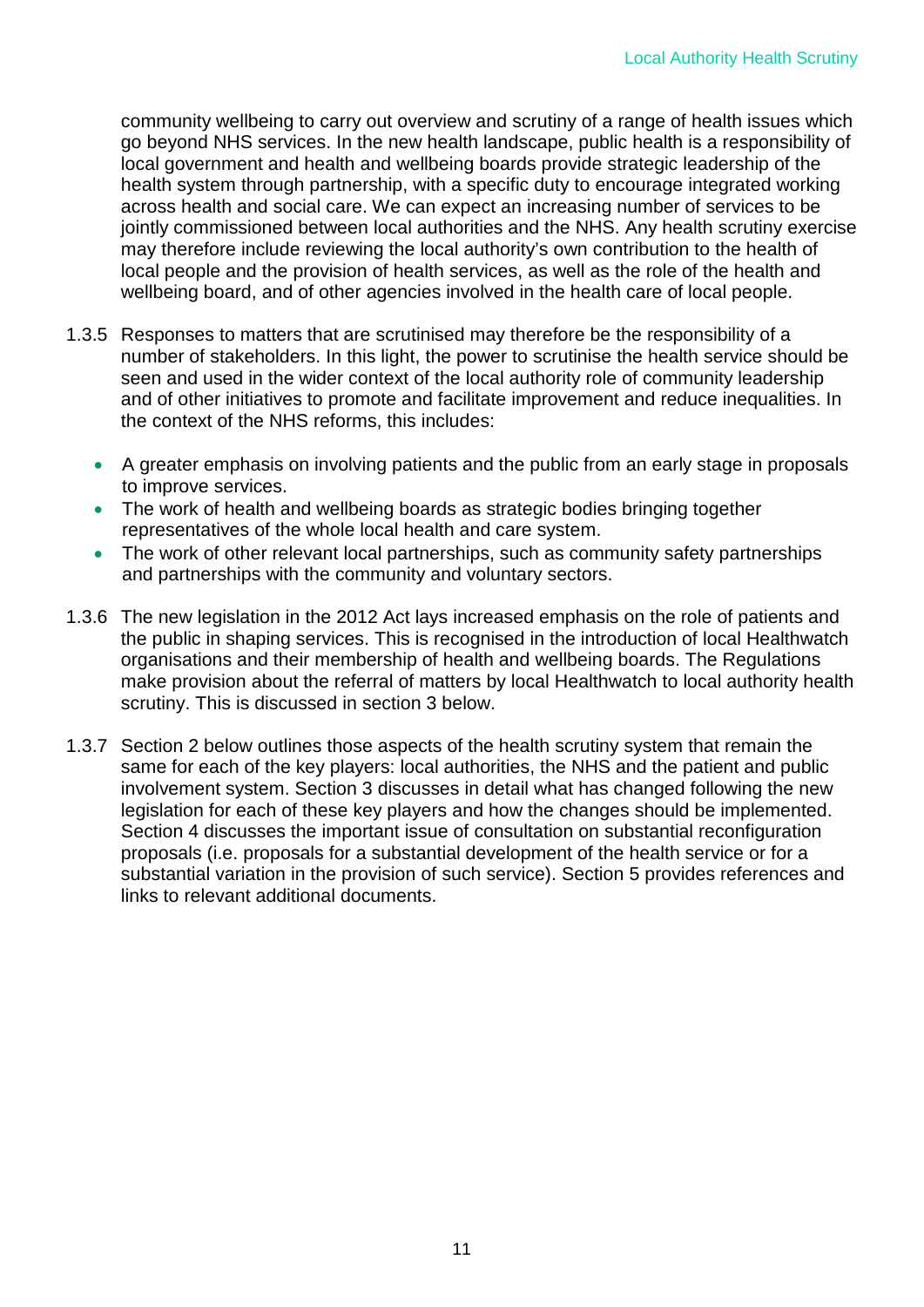community wellbeing to carry out overview and scrutiny of a range of health issues which go beyond NHS services. In the new health landscape, public health is a responsibility of local government and health and wellbeing boards provide strategic leadership of the health system through partnership, with a specific duty to encourage integrated working across health and social care. We can expect an increasing number of services to be jointly commissioned between local authorities and the NHS. Any health scrutiny exercise may therefore include reviewing the local authority's own contribution to the health of local people and the provision of health services, as well as the role of the health and wellbeing board, and of other agencies involved in the health care of local people.

1.3.5 Responses to matters that are scrutinised may therefore be the responsibility of a number of stakeholders. In this light, the power to scrutinise the health service should be seen and used in the wider context of the local authority role of community leadership and of other initiatives to promote and facilitate improvement and reduce inequalities. In the context of the NHS reforms, this includes:

- A greater emphasis on involving patients and the public from an early stage in proposals to improve services.
- The work of health and wellbeing boards as strategic bodies bringing together representatives of the whole local health and care system.
- The work of other relevant local partnerships, such as community safety partnerships and partnerships with the community and voluntary sectors.

1.3.6 The new legislation in the 2012 Act lays increased emphasis on the role of patients and the public in shaping services. This is recognised in the introduction of local Healthwatch organisations and their membership of health and wellbeing boards. The Regulations make provision about the referral of matters by local Healthwatch to local authority health scrutiny. This is discussed in section 3 below.

1.3.7 Section 2 below outlines those aspects of the health scrutiny system that remain the same for each of the key players: local authorities, the NHS and the patient and public involvement system. Section 3 discusses in detail what has changed following the new legislation for each of these key players and how the changes should be implemented. Section 4 discusses the important issue of consultation on substantial reconfiguration proposals (i.e. proposals for a substantial development of the health service or for a substantial variation in the provision of such service). Section 5 provides references and links to relevant additional documents.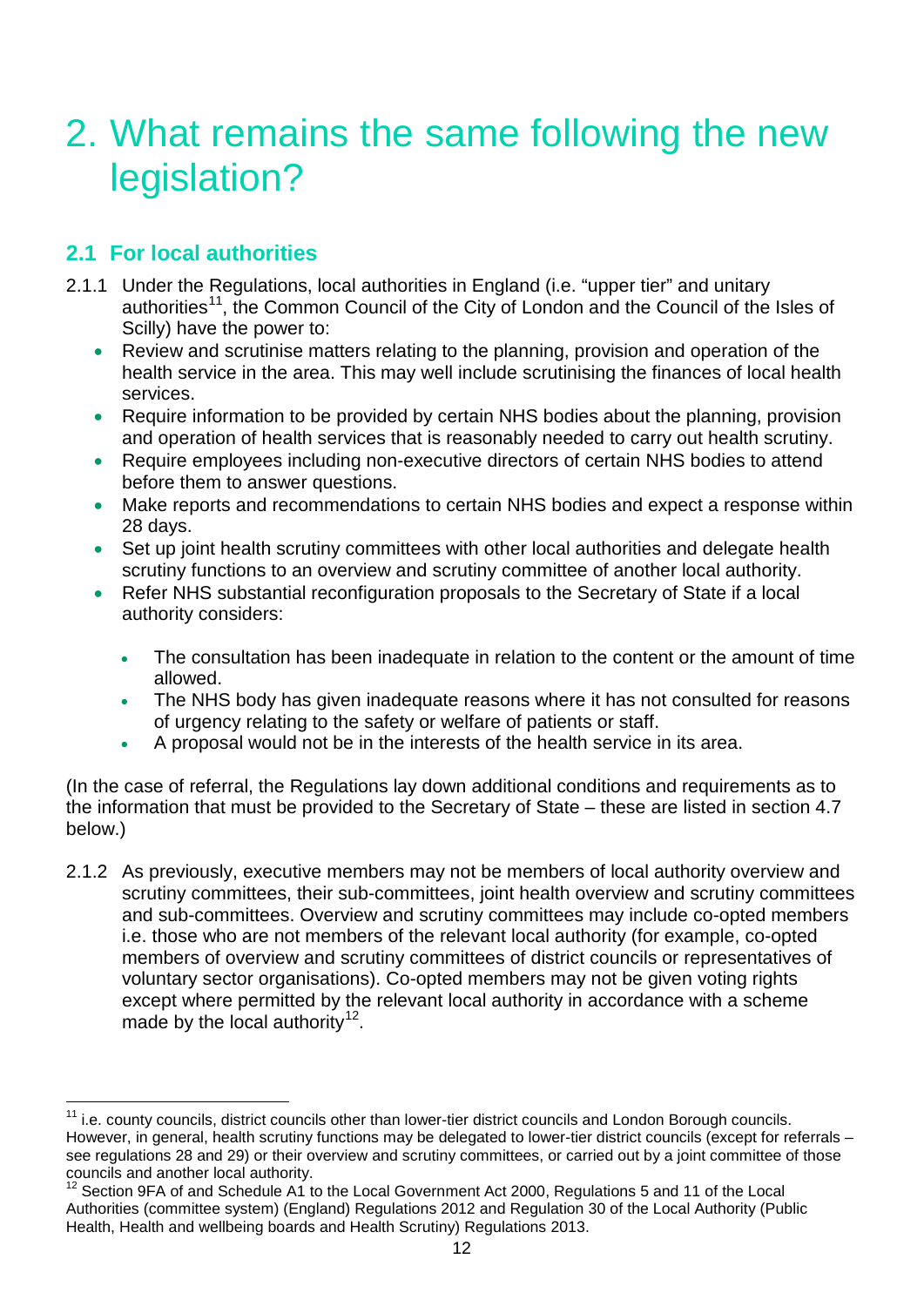# 2. What remains the same following the new legislation?

## 2.1 For local authorities

2.1.1 Under the Regulations, local authorities in England (i.e. "upper tier" and unitary authorities[11], the Common Council of the City of London and the Council of the Isles of Scilly) have the power to:

- Review and scrutinise matters relating to the planning, provision and operation of the health service in the area. This may well include scrutinising the finances of local health services.
- Require information to be provided by certain NHS bodies about the planning, provision and operation of health services that is reasonably needed to carry out health scrutiny.
- Require employees including non-executive directors of certain NHS bodies to attend before them to answer questions.
- Make reports and recommendations to certain NHS bodies and expect a response within 28 days.
- Set up joint health scrutiny committees with other local authorities and delegate health scrutiny functions to an overview and scrutiny committee of another local authority.
- Refer NHS substantial reconfiguration proposals to the Secretary of State if a local authority considers:
  - The consultation has been inadequate in relation to the content or the amount of time allowed.
  - The NHS body has given inadequate reasons where it has not consulted for reasons of urgency relating to the safety or welfare of patients or staff.
  - A proposal would not be in the interests of the health service in its area.

(In the case of referral, the Regulations lay down additional conditions and requirements as to the information that must be provided to the Secretary of State – these are listed in section 4.7 below.)

2.1.2 As previously, executive members may not be members of local authority overview and scrutiny committees, their sub-committees, joint health overview and scrutiny committees and sub-committees. Overview and scrutiny committees may include co-opted members i.e. those who are not members of the relevant local authority (for example, co-opted members of overview and scrutiny committees of district councils or representatives of voluntary sector organisations). Co-opted members may not be given voting rights except where permitted by the relevant local authority in accordance with a scheme made by the local authority[12].

---

[11] i.e. county councils, district councils other than lower-tier district councils and London Borough councils. However, in general, health scrutiny functions may be delegated to lower-tier district councils (except for referrals – see regulations 28 and 29) or their overview and scrutiny committees, or carried out by a joint committee of those councils and another local authority.

[12] Section 9FA of and Schedule A1 to the Local Government Act 2000, Regulations 5 and 11 of the Local Authorities (committee system) (England) Regulations 2012 and Regulation 30 of the Local Authority (Public Health, Health and wellbeing boards and Health Scrutiny) Regulations 2013.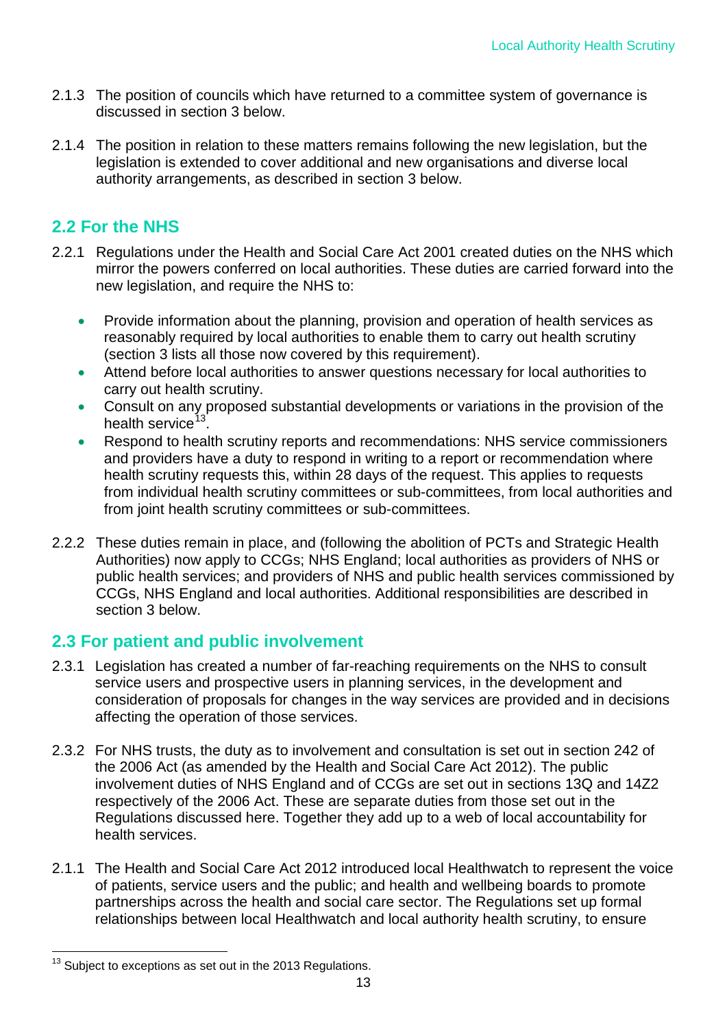2.1.3 The position of councils which have returned to a committee system of governance is discussed in section 3 below.

2.1.4 The position in relation to these matters remains following the new legislation, but the legislation is extended to cover additional and new organisations and diverse local authority arrangements, as described in section 3 below.

## 2.2 For the NHS

2.2.1 Regulations under the Health and Social Care Act 2001 created duties on the NHS which mirror the powers conferred on local authorities. These duties are carried forward into the new legislation, and require the NHS to:

- Provide information about the planning, provision and operation of health services as reasonably required by local authorities to enable them to carry out health scrutiny (section 3 lists all those now covered by this requirement).
- Attend before local authorities to answer questions necessary for local authorities to carry out health scrutiny.
- Consult on any proposed substantial developments or variations in the provision of the health service[13].
- Respond to health scrutiny reports and recommendations: NHS service commissioners and providers have a duty to respond in writing to a report or recommendation where health scrutiny requests this, within 28 days of the request. This applies to requests from individual health scrutiny committees or sub-committees, from local authorities and from joint health scrutiny committees or sub-committees.

2.2.2 These duties remain in place, and (following the abolition of PCTs and Strategic Health Authorities) now apply to CCGs; NHS England; local authorities as providers of NHS or public health services; and providers of NHS and public health services commissioned by CCGs, NHS England and local authorities. Additional responsibilities are described in section 3 below.

## 2.3 For patient and public involvement

2.3.1 Legislation has created a number of far-reaching requirements on the NHS to consult service users and prospective users in planning services, in the development and consideration of proposals for changes in the way services are provided and in decisions affecting the operation of those services.

2.3.2 For NHS trusts, the duty as to involvement and consultation is set out in section 242 of the 2006 Act (as amended by the Health and Social Care Act 2012). The public involvement duties of NHS England and of CCGs are set out in sections 13Q and 14Z2 respectively of the 2006 Act. These are separate duties from those set out in the Regulations discussed here. Together they add up to a web of local accountability for health services.

2.1.1 The Health and Social Care Act 2012 introduced local Healthwatch to represent the voice of patients, service users and the public; and health and wellbeing boards to promote partnerships across the health and social care sector. The Regulations set up formal relationships between local Healthwatch and local authority health scrutiny, to ensure

[13] Subject to exceptions as set out in the 2013 Regulations.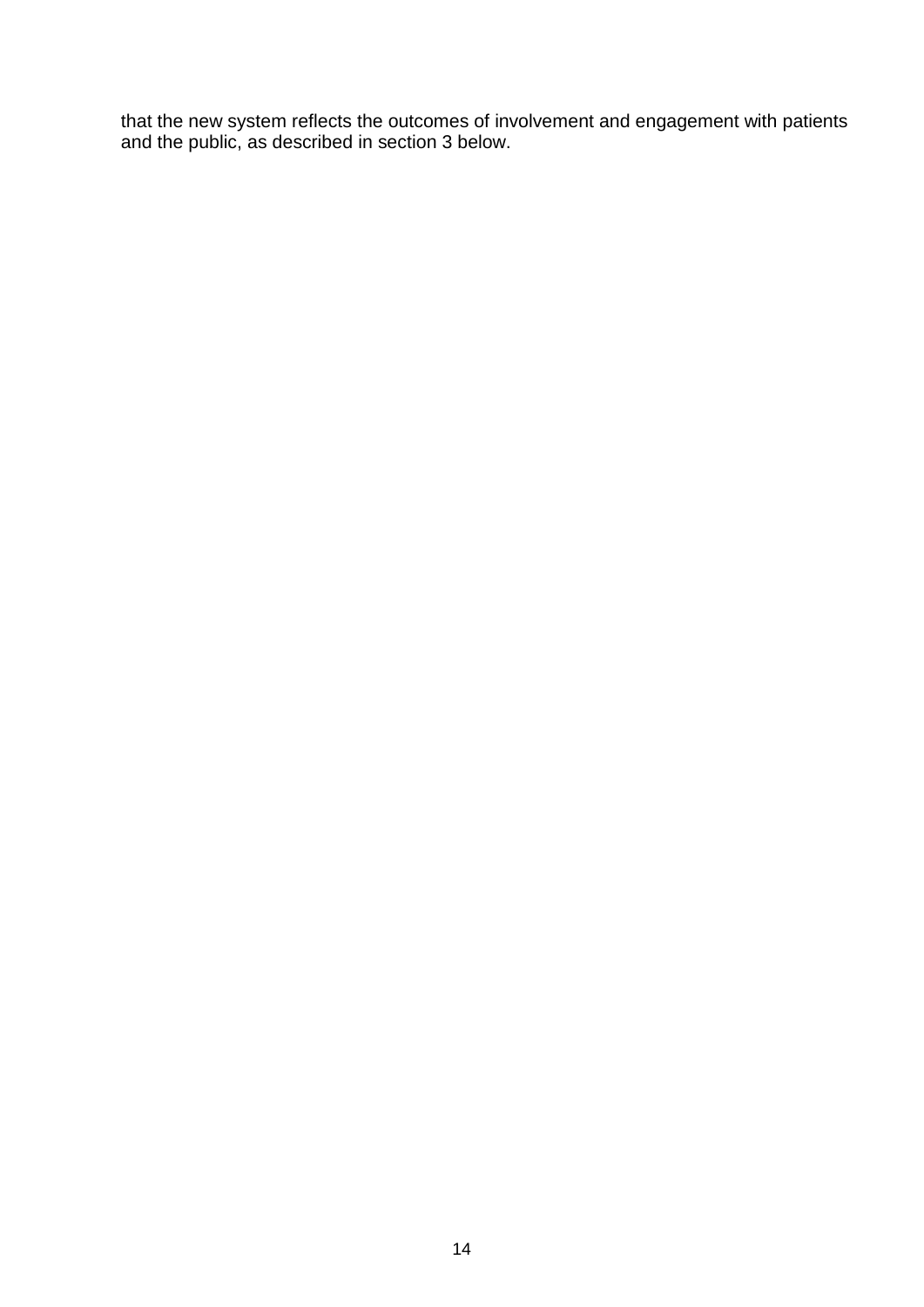that the new system reflects the outcomes of involvement and engagement with patients and the public, as described in section 3 below.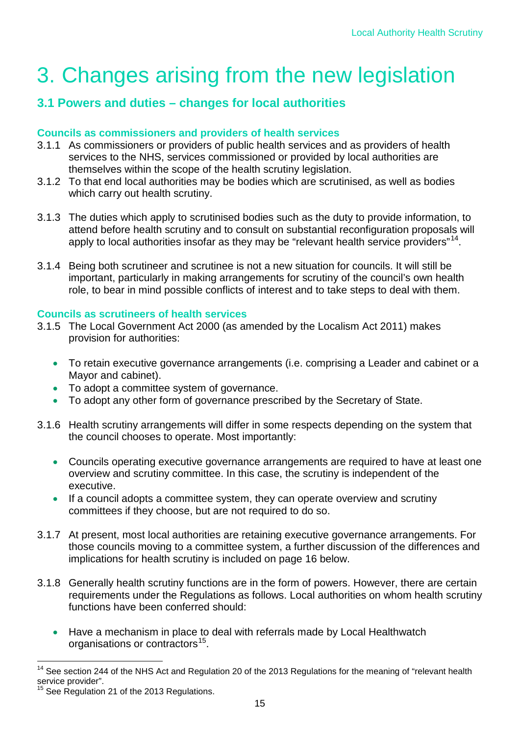# 3. Changes arising from the new legislation

## 3.1 Powers and duties – changes for local authorities

### Councils as commissioners and providers of health services

3.1.1 As commissioners or providers of public health services and as providers of health services to the NHS, services commissioned or provided by local authorities are themselves within the scope of the health scrutiny legislation.

3.1.2 To that end local authorities may be bodies which are scrutinised, as well as bodies which carry out health scrutiny.

3.1.3 The duties which apply to scrutinised bodies such as the duty to provide information, to attend before health scrutiny and to consult on substantial reconfiguration proposals will apply to local authorities insofar as they may be "relevant health service providers"[14].

3.1.4 Being both scrutineer and scrutinee is not a new situation for councils. It will still be important, particularly in making arrangements for scrutiny of the council's own health role, to bear in mind possible conflicts of interest and to take steps to deal with them.

### Councils as scrutineers of health services

3.1.5 The Local Government Act 2000 (as amended by the Localism Act 2011) makes provision for authorities:

- To retain executive governance arrangements (i.e. comprising a Leader and cabinet or a Mayor and cabinet).
- To adopt a committee system of governance.
- To adopt any other form of governance prescribed by the Secretary of State.

3.1.6 Health scrutiny arrangements will differ in some respects depending on the system that the council chooses to operate. Most importantly:

- Councils operating executive governance arrangements are required to have at least one overview and scrutiny committee. In this case, the scrutiny is independent of the executive.
- If a council adopts a committee system, they can operate overview and scrutiny committees if they choose, but are not required to do so.

3.1.7 At present, most local authorities are retaining executive governance arrangements. For those councils moving to a committee system, a further discussion of the differences and implications for health scrutiny is included on page 16 below.

3.1.8 Generally health scrutiny functions are in the form of powers. However, there are certain requirements under the Regulations as follows. Local authorities on whom health scrutiny functions have been conferred should:

- Have a mechanism in place to deal with referrals made by Local Healthwatch organisations or contractors[15].

---

[14] See section 244 of the NHS Act and Regulation 20 of the 2013 Regulations for the meaning of "relevant health service provider".

[15] See Regulation 21 of the 2013 Regulations.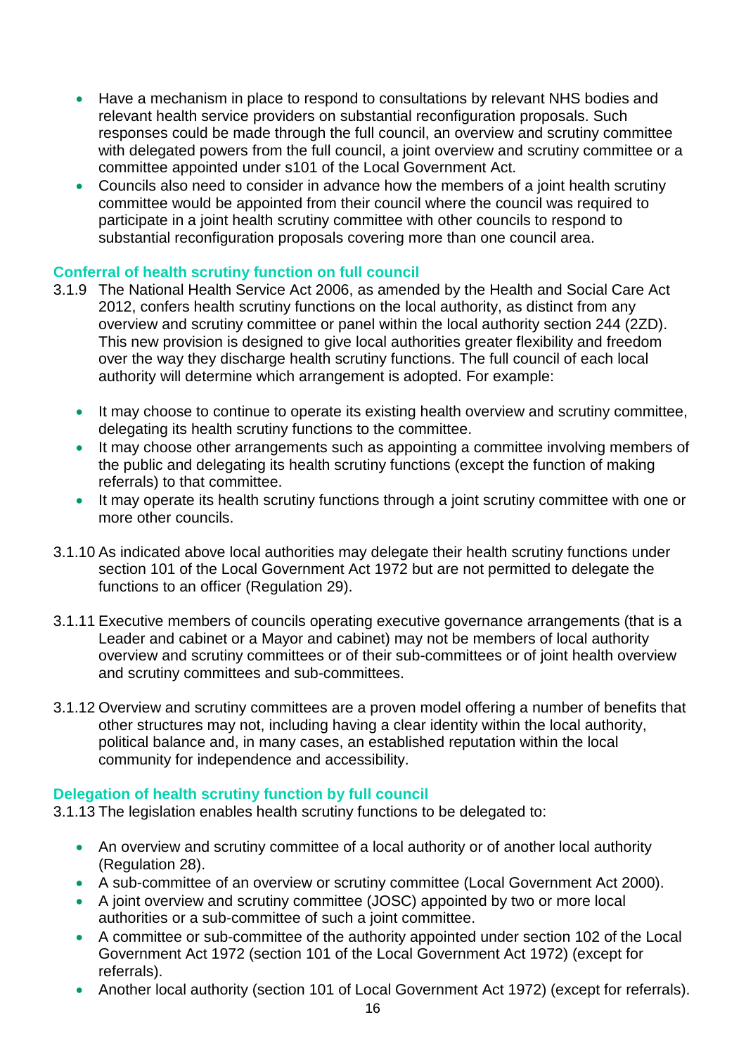- Have a mechanism in place to respond to consultations by relevant NHS bodies and relevant health service providers on substantial reconfiguration proposals. Such responses could be made through the full council, an overview and scrutiny committee with delegated powers from the full council, a joint overview and scrutiny committee or a committee appointed under s101 of the Local Government Act.
- Councils also need to consider in advance how the members of a joint health scrutiny committee would be appointed from their council where the council was required to participate in a joint health scrutiny committee with other councils to respond to substantial reconfiguration proposals covering more than one council area.

### Conferral of health scrutiny function on full council

3.1.9 The National Health Service Act 2006, as amended by the Health and Social Care Act 2012, confers health scrutiny functions on the local authority, as distinct from any overview and scrutiny committee or panel within the local authority section 244 (2ZD). This new provision is designed to give local authorities greater flexibility and freedom over the way they discharge health scrutiny functions. The full council of each local authority will determine which arrangement is adopted. For example:

- It may choose to continue to operate its existing health overview and scrutiny committee, delegating its health scrutiny functions to the committee.
- It may choose other arrangements such as appointing a committee involving members of the public and delegating its health scrutiny functions (except the function of making referrals) to that committee.
- It may operate its health scrutiny functions through a joint scrutiny committee with one or more other councils.

3.1.10 As indicated above local authorities may delegate their health scrutiny functions under section 101 of the Local Government Act 1972 but are not permitted to delegate the functions to an officer (Regulation 29).

3.1.11 Executive members of councils operating executive governance arrangements (that is a Leader and cabinet or a Mayor and cabinet) may not be members of local authority overview and scrutiny committees or of their sub-committees or of joint health overview and scrutiny committees and sub-committees.

3.1.12 Overview and scrutiny committees are a proven model offering a number of benefits that other structures may not, including having a clear identity within the local authority, political balance and, in many cases, an established reputation within the local community for independence and accessibility.

### Delegation of health scrutiny function by full council

3.1.13 The legislation enables health scrutiny functions to be delegated to:

- An overview and scrutiny committee of a local authority or of another local authority (Regulation 28).
- A sub-committee of an overview or scrutiny committee (Local Government Act 2000).
- A joint overview and scrutiny committee (JOSC) appointed by two or more local authorities or a sub-committee of such a joint committee.
- A committee or sub-committee of the authority appointed under section 102 of the Local Government Act 1972 (section 101 of the Local Government Act 1972) (except for referrals).
- Another local authority (section 101 of Local Government Act 1972) (except for referrals).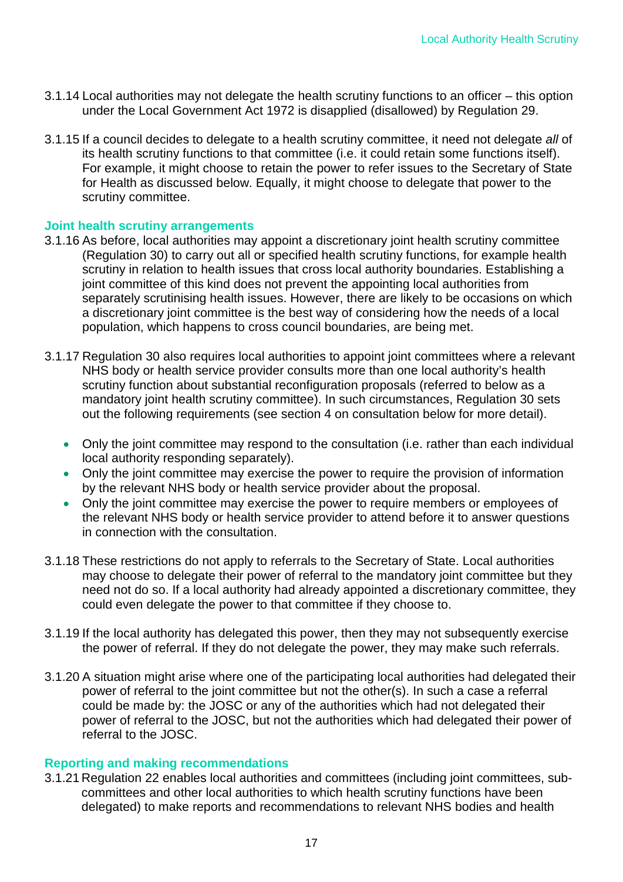3.1.14 Local authorities may not delegate the health scrutiny functions to an officer – this option under the Local Government Act 1972 is disapplied (disallowed) by Regulation 29.

3.1.15 If a council decides to delegate to a health scrutiny committee, it need not delegate *all* of its health scrutiny functions to that committee (i.e. it could retain some functions itself). For example, it might choose to retain the power to refer issues to the Secretary of State for Health as discussed below. Equally, it might choose to delegate that power to the scrutiny committee.

### Joint health scrutiny arrangements

3.1.16 As before, local authorities may appoint a discretionary joint health scrutiny committee (Regulation 30) to carry out all or specified health scrutiny functions, for example health scrutiny in relation to health issues that cross local authority boundaries. Establishing a joint committee of this kind does not prevent the appointing local authorities from separately scrutinising health issues. However, there are likely to be occasions on which a discretionary joint committee is the best way of considering how the needs of a local population, which happens to cross council boundaries, are being met.

3.1.17 Regulation 30 also requires local authorities to appoint joint committees where a relevant NHS body or health service provider consults more than one local authority's health scrutiny function about substantial reconfiguration proposals (referred to below as a mandatory joint health scrutiny committee). In such circumstances, Regulation 30 sets out the following requirements (see section 4 on consultation below for more detail).

- Only the joint committee may respond to the consultation (i.e. rather than each individual local authority responding separately).
- Only the joint committee may exercise the power to require the provision of information by the relevant NHS body or health service provider about the proposal.
- Only the joint committee may exercise the power to require members or employees of the relevant NHS body or health service provider to attend before it to answer questions in connection with the consultation.

3.1.18 These restrictions do not apply to referrals to the Secretary of State. Local authorities may choose to delegate their power of referral to the mandatory joint committee but they need not do so. If a local authority had already appointed a discretionary committee, they could even delegate the power to that committee if they choose to.

3.1.19 If the local authority has delegated this power, then they may not subsequently exercise the power of referral. If they do not delegate the power, they may make such referrals.

3.1.20 A situation might arise where one of the participating local authorities had delegated their power of referral to the joint committee but not the other(s). In such a case a referral could be made by: the JOSC or any of the authorities which had not delegated their power of referral to the JOSC, but not the authorities which had delegated their power of referral to the JOSC.

### Reporting and making recommendations

3.1.21 Regulation 22 enables local authorities and committees (including joint committees, sub-committees and other local authorities to which health scrutiny functions have been delegated) to make reports and recommendations to relevant NHS bodies and health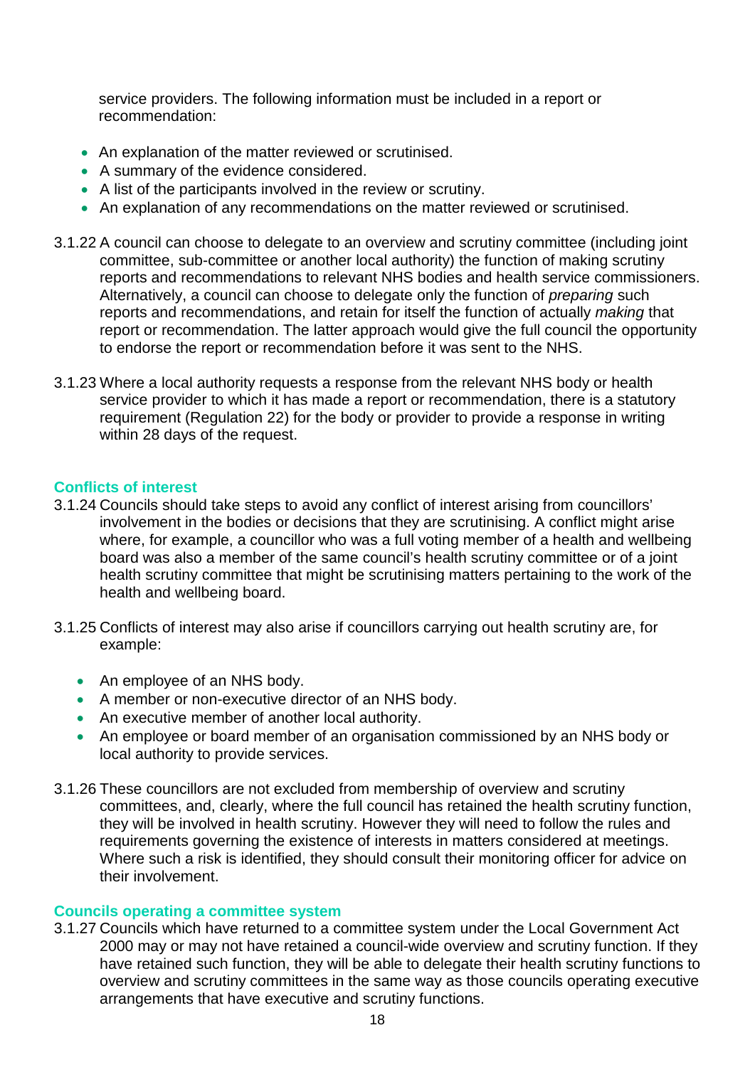service providers. The following information must be included in a report or recommendation:

- An explanation of the matter reviewed or scrutinised.
- A summary of the evidence considered.
- A list of the participants involved in the review or scrutiny.
- An explanation of any recommendations on the matter reviewed or scrutinised.

3.1.22 A council can choose to delegate to an overview and scrutiny committee (including joint committee, sub-committee or another local authority) the function of making scrutiny reports and recommendations to relevant NHS bodies and health service commissioners. Alternatively, a council can choose to delegate only the function of *preparing* such reports and recommendations, and retain for itself the function of actually *making* that report or recommendation. The latter approach would give the full council the opportunity to endorse the report or recommendation before it was sent to the NHS.

3.1.23 Where a local authority requests a response from the relevant NHS body or health service provider to which it has made a report or recommendation, there is a statutory requirement (Regulation 22) for the body or provider to provide a response in writing within 28 days of the request.

### Conflicts of interest

3.1.24 Councils should take steps to avoid any conflict of interest arising from councillors' involvement in the bodies or decisions that they are scrutinising. A conflict might arise where, for example, a councillor who was a full voting member of a health and wellbeing board was also a member of the same council's health scrutiny committee or of a joint health scrutiny committee that might be scrutinising matters pertaining to the work of the health and wellbeing board.

3.1.25 Conflicts of interest may also arise if councillors carrying out health scrutiny are, for example:

- An employee of an NHS body.
- A member or non-executive director of an NHS body.
- An executive member of another local authority.
- An employee or board member of an organisation commissioned by an NHS body or local authority to provide services.

3.1.26 These councillors are not excluded from membership of overview and scrutiny committees, and, clearly, where the full council has retained the health scrutiny function, they will be involved in health scrutiny. However they will need to follow the rules and requirements governing the existence of interests in matters considered at meetings. Where such a risk is identified, they should consult their monitoring officer for advice on their involvement.

### Councils operating a committee system

3.1.27 Councils which have returned to a committee system under the Local Government Act 2000 may or may not have retained a council-wide overview and scrutiny function. If they have retained such function, they will be able to delegate their health scrutiny functions to overview and scrutiny committees in the same way as those councils operating executive arrangements that have executive and scrutiny functions.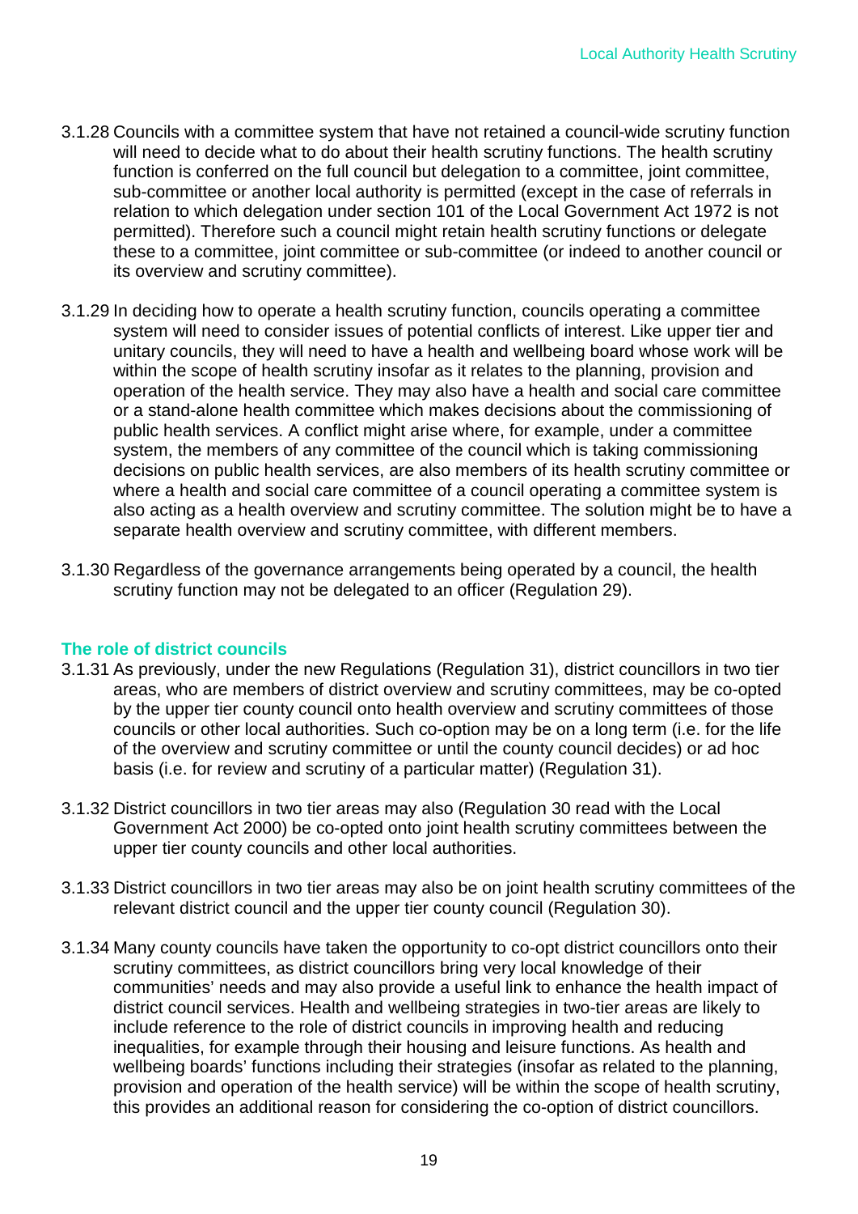3.1.28 Councils with a committee system that have not retained a council-wide scrutiny function will need to decide what to do about their health scrutiny functions. The health scrutiny function is conferred on the full council but delegation to a committee, joint committee, sub-committee or another local authority is permitted (except in the case of referrals in relation to which delegation under section 101 of the Local Government Act 1972 is not permitted). Therefore such a council might retain health scrutiny functions or delegate these to a committee, joint committee or sub-committee (or indeed to another council or its overview and scrutiny committee).

3.1.29 In deciding how to operate a health scrutiny function, councils operating a committee system will need to consider issues of potential conflicts of interest. Like upper tier and unitary councils, they will need to have a health and wellbeing board whose work will be within the scope of health scrutiny insofar as it relates to the planning, provision and operation of the health service. They may also have a health and social care committee or a stand-alone health committee which makes decisions about the commissioning of public health services. A conflict might arise where, for example, under a committee system, the members of any committee of the council which is taking commissioning decisions on public health services, are also members of its health scrutiny committee or where a health and social care committee of a council operating a committee system is also acting as a health overview and scrutiny committee. The solution might be to have a separate health overview and scrutiny committee, with different members.

3.1.30 Regardless of the governance arrangements being operated by a council, the health scrutiny function may not be delegated to an officer (Regulation 29).

## The role of district councils

3.1.31 As previously, under the new Regulations (Regulation 31), district councillors in two tier areas, who are members of district overview and scrutiny committees, may be co-opted by the upper tier county council onto health overview and scrutiny committees of those councils or other local authorities. Such co-option may be on a long term (i.e. for the life of the overview and scrutiny committee or until the county council decides) or ad hoc basis (i.e. for review and scrutiny of a particular matter) (Regulation 31).

3.1.32 District councillors in two tier areas may also (Regulation 30 read with the Local Government Act 2000) be co-opted onto joint health scrutiny committees between the upper tier county councils and other local authorities.

3.1.33 District councillors in two tier areas may also be on joint health scrutiny committees of the relevant district council and the upper tier county council (Regulation 30).

3.1.34 Many county councils have taken the opportunity to co-opt district councillors onto their scrutiny committees, as district councillors bring very local knowledge of their communities' needs and may also provide a useful link to enhance the health impact of district council services. Health and wellbeing strategies in two-tier areas are likely to include reference to the role of district councils in improving health and reducing inequalities, for example through their housing and leisure functions. As health and wellbeing boards' functions including their strategies (insofar as related to the planning, provision and operation of the health service) will be within the scope of health scrutiny, this provides an additional reason for considering the co-option of district councillors.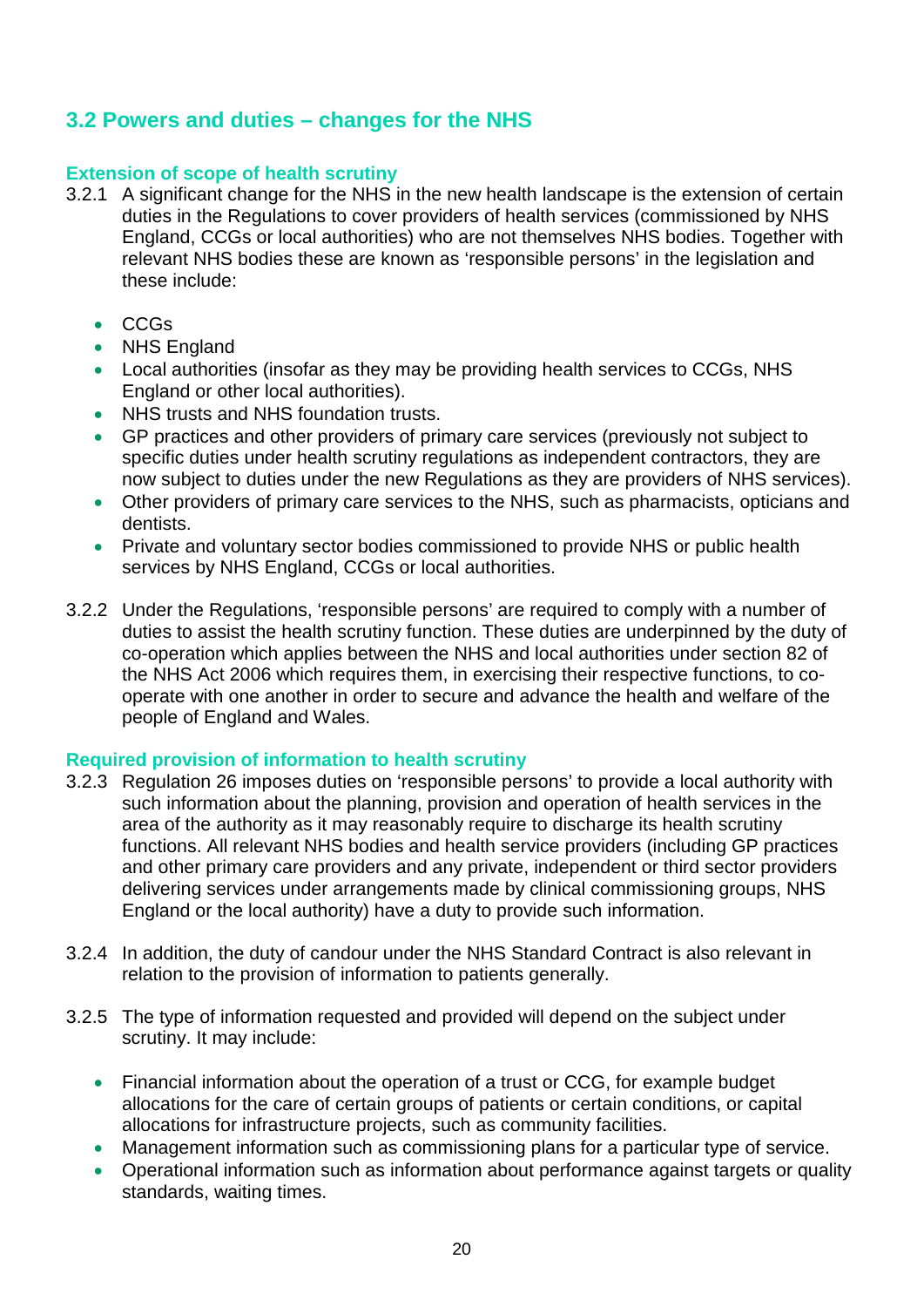## 3.2 Powers and duties – changes for the NHS

### Extension of scope of health scrutiny

3.2.1 A significant change for the NHS in the new health landscape is the extension of certain duties in the Regulations to cover providers of health services (commissioned by NHS England, CCGs or local authorities) who are not themselves NHS bodies. Together with relevant NHS bodies these are known as 'responsible persons' in the legislation and these include:

- CCGs
- NHS England
- Local authorities (insofar as they may be providing health services to CCGs, NHS England or other local authorities).
- NHS trusts and NHS foundation trusts.
- GP practices and other providers of primary care services (previously not subject to specific duties under health scrutiny regulations as independent contractors, they are now subject to duties under the new Regulations as they are providers of NHS services).
- Other providers of primary care services to the NHS, such as pharmacists, opticians and dentists.
- Private and voluntary sector bodies commissioned to provide NHS or public health services by NHS England, CCGs or local authorities.

3.2.2 Under the Regulations, 'responsible persons' are required to comply with a number of duties to assist the health scrutiny function. These duties are underpinned by the duty of co-operation which applies between the NHS and local authorities under section 82 of the NHS Act 2006 which requires them, in exercising their respective functions, to co-operate with one another in order to secure and advance the health and welfare of the people of England and Wales.

### Required provision of information to health scrutiny

3.2.3 Regulation 26 imposes duties on 'responsible persons' to provide a local authority with such information about the planning, provision and operation of health services in the area of the authority as it may reasonably require to discharge its health scrutiny functions. All relevant NHS bodies and health service providers (including GP practices and other primary care providers and any private, independent or third sector providers delivering services under arrangements made by clinical commissioning groups, NHS England or the local authority) have a duty to provide such information.

3.2.4 In addition, the duty of candour under the NHS Standard Contract is also relevant in relation to the provision of information to patients generally.

3.2.5 The type of information requested and provided will depend on the subject under scrutiny. It may include:

- Financial information about the operation of a trust or CCG, for example budget allocations for the care of certain groups of patients or certain conditions, or capital allocations for infrastructure projects, such as community facilities.
- Management information such as commissioning plans for a particular type of service.
- Operational information such as information about performance against targets or quality standards, waiting times.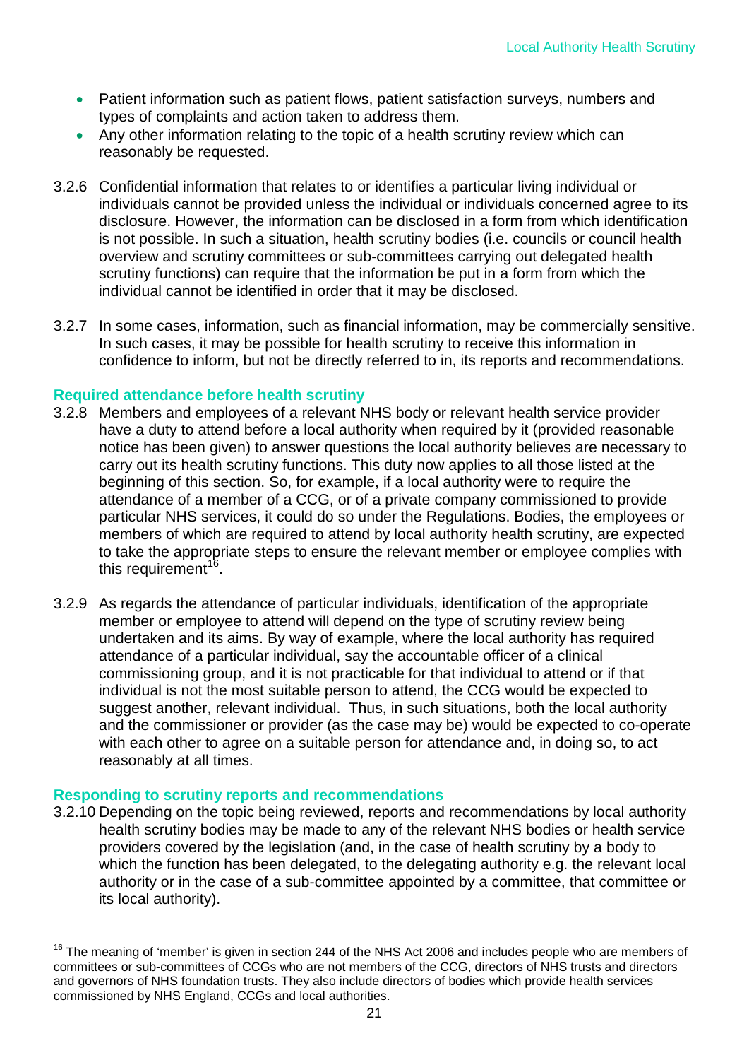- Patient information such as patient flows, patient satisfaction surveys, numbers and types of complaints and action taken to address them.
- Any other information relating to the topic of a health scrutiny review which can reasonably be requested.

3.2.6 Confidential information that relates to or identifies a particular living individual or individuals cannot be provided unless the individual or individuals concerned agree to its disclosure. However, the information can be disclosed in a form from which identification is not possible. In such a situation, health scrutiny bodies (i.e. councils or council health overview and scrutiny committees or sub-committees carrying out delegated health scrutiny functions) can require that the information be put in a form from which the individual cannot be identified in order that it may be disclosed.

3.2.7 In some cases, information, such as financial information, may be commercially sensitive. In such cases, it may be possible for health scrutiny to receive this information in confidence to inform, but not be directly referred to in, its reports and recommendations.

### Required attendance before health scrutiny

3.2.8 Members and employees of a relevant NHS body or relevant health service provider have a duty to attend before a local authority when required by it (provided reasonable notice has been given) to answer questions the local authority believes are necessary to carry out its health scrutiny functions. This duty now applies to all those listed at the beginning of this section. So, for example, if a local authority were to require the attendance of a member of a CCG, or of a private company commissioned to provide particular NHS services, it could do so under the Regulations. Bodies, the employees or members of which are required to attend by local authority health scrutiny, are expected to take the appropriate steps to ensure the relevant member or employee complies with this requirement[16].

3.2.9 As regards the attendance of particular individuals, identification of the appropriate member or employee to attend will depend on the type of scrutiny review being undertaken and its aims. By way of example, where the local authority has required attendance of a particular individual, say the accountable officer of a clinical commissioning group, and it is not practicable for that individual to attend or if that individual is not the most suitable person to attend, the CCG would be expected to suggest another, relevant individual. Thus, in such situations, both the local authority and the commissioner or provider (as the case may be) would be expected to co-operate with each other to agree on a suitable person for attendance and, in doing so, to act reasonably at all times.

### Responding to scrutiny reports and recommendations

3.2.10 Depending on the topic being reviewed, reports and recommendations by local authority health scrutiny bodies may be made to any of the relevant NHS bodies or health service providers covered by the legislation (and, in the case of health scrutiny by a body to which the function has been delegated, to the delegating authority e.g. the relevant local authority or in the case of a sub-committee appointed by a committee, that committee or its local authority).

---

[16] The meaning of 'member' is given in section 244 of the NHS Act 2006 and includes people who are members of committees or sub-committees of CCGs who are not members of the CCG, directors of NHS trusts and directors and governors of NHS foundation trusts. They also include directors of bodies which provide health services commissioned by NHS England, CCGs and local authorities.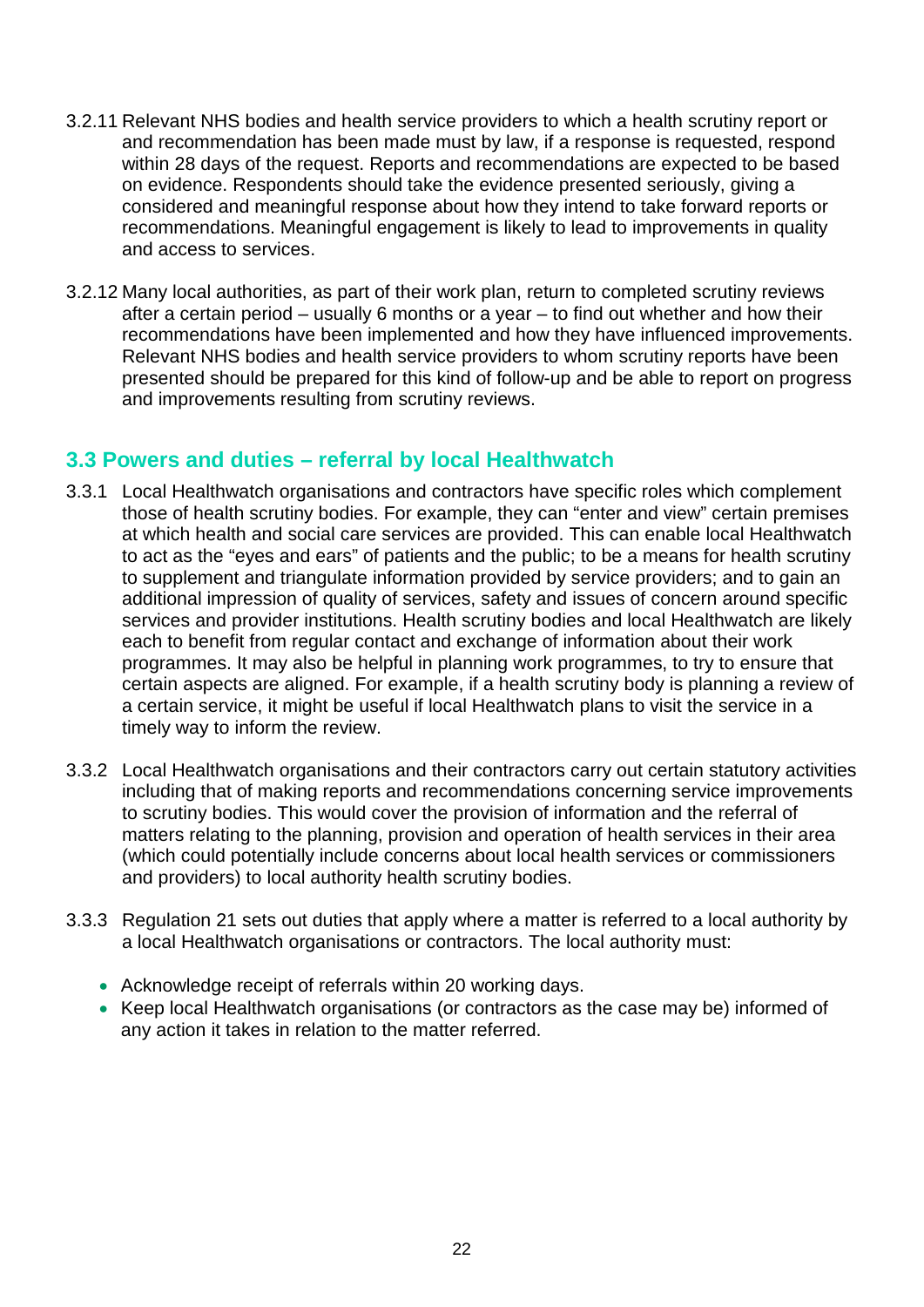3.2.11 Relevant NHS bodies and health service providers to which a health scrutiny report or and recommendation has been made must by law, if a response is requested, respond within 28 days of the request. Reports and recommendations are expected to be based on evidence. Respondents should take the evidence presented seriously, giving a considered and meaningful response about how they intend to take forward reports or recommendations. Meaningful engagement is likely to lead to improvements in quality and access to services.

3.2.12 Many local authorities, as part of their work plan, return to completed scrutiny reviews after a certain period – usually 6 months or a year – to find out whether and how their recommendations have been implemented and how they have influenced improvements. Relevant NHS bodies and health service providers to whom scrutiny reports have been presented should be prepared for this kind of follow-up and be able to report on progress and improvements resulting from scrutiny reviews.

## 3.3 Powers and duties – referral by local Healthwatch

3.3.1 Local Healthwatch organisations and contractors have specific roles which complement those of health scrutiny bodies. For example, they can "enter and view" certain premises at which health and social care services are provided. This can enable local Healthwatch to act as the "eyes and ears" of patients and the public; to be a means for health scrutiny to supplement and triangulate information provided by service providers; and to gain an additional impression of quality of services, safety and issues of concern around specific services and provider institutions. Health scrutiny bodies and local Healthwatch are likely each to benefit from regular contact and exchange of information about their work programmes. It may also be helpful in planning work programmes, to try to ensure that certain aspects are aligned. For example, if a health scrutiny body is planning a review of a certain service, it might be useful if local Healthwatch plans to visit the service in a timely way to inform the review.

3.3.2 Local Healthwatch organisations and their contractors carry out certain statutory activities including that of making reports and recommendations concerning service improvements to scrutiny bodies. This would cover the provision of information and the referral of matters relating to the planning, provision and operation of health services in their area (which could potentially include concerns about local health services or commissioners and providers) to local authority health scrutiny bodies.

3.3.3 Regulation 21 sets out duties that apply where a matter is referred to a local authority by a local Healthwatch organisations or contractors. The local authority must:

- Acknowledge receipt of referrals within 20 working days.
- Keep local Healthwatch organisations (or contractors as the case may be) informed of any action it takes in relation to the matter referred.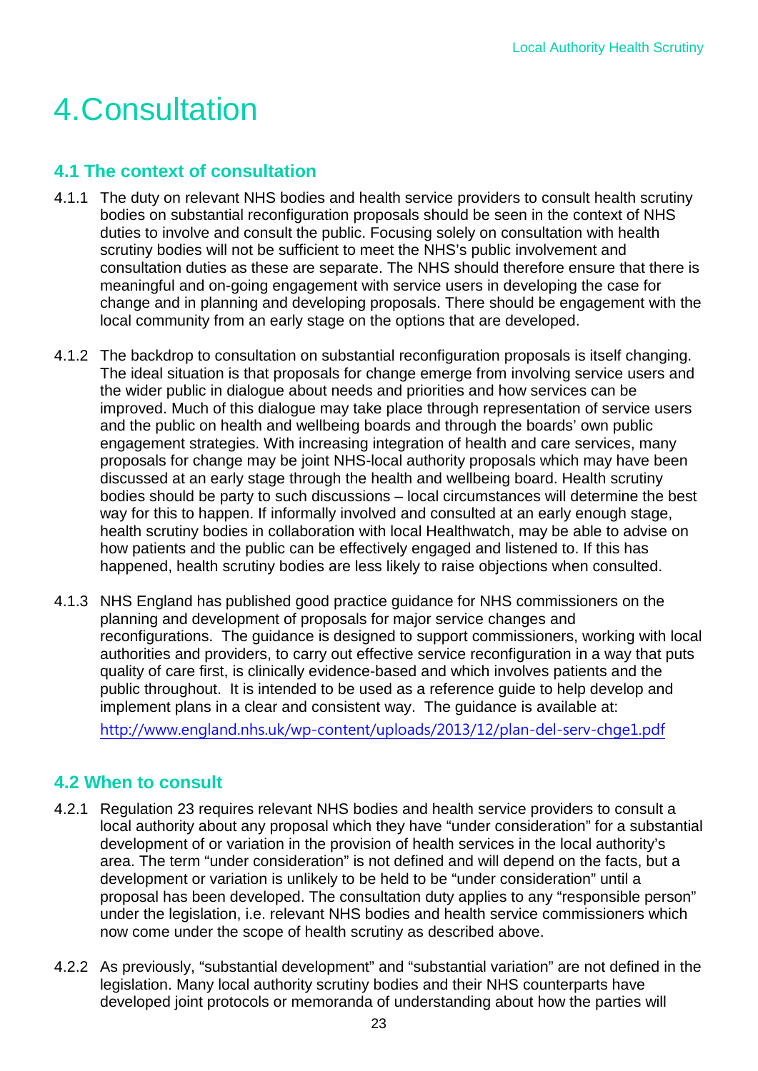# 4. Consultation

## 4.1 The context of consultation

4.1.1 The duty on relevant NHS bodies and health service providers to consult health scrutiny bodies on substantial reconfiguration proposals should be seen in the context of NHS duties to involve and consult the public. Focusing solely on consultation with health scrutiny bodies will not be sufficient to meet the NHS's public involvement and consultation duties as these are separate. The NHS should therefore ensure that there is meaningful and on-going engagement with service users in developing the case for change and in planning and developing proposals. There should be engagement with the local community from an early stage on the options that are developed.

4.1.2 The backdrop to consultation on substantial reconfiguration proposals is itself changing. The ideal situation is that proposals for change emerge from involving service users and the wider public in dialogue about needs and priorities and how services can be improved. Much of this dialogue may take place through representation of service users and the public on health and wellbeing boards and through the boards' own public engagement strategies. With increasing integration of health and care services, many proposals for change may be joint NHS-local authority proposals which may have been discussed at an early stage through the health and wellbeing board. Health scrutiny bodies should be party to such discussions – local circumstances will determine the best way for this to happen. If informally involved and consulted at an early enough stage, health scrutiny bodies in collaboration with local Healthwatch, may be able to advise on how patients and the public can be effectively engaged and listened to. If this has happened, health scrutiny bodies are less likely to raise objections when consulted.

4.1.3 NHS England has published good practice guidance for NHS commissioners on the planning and development of proposals for major service changes and reconfigurations. The guidance is designed to support commissioners, working with local authorities and providers, to carry out effective service reconfiguration in a way that puts quality of care first, is clinically evidence-based and which involves patients and the public throughout. It is intended to be used as a reference guide to help develop and implement plans in a clear and consistent way. The guidance is available at:

http://www.england.nhs.uk/wp-content/uploads/2013/12/plan-del-serv-chge1.pdf

## 4.2 When to consult

4.2.1 Regulation 23 requires relevant NHS bodies and health service providers to consult a local authority about any proposal which they have "under consideration" for a substantial development of or variation in the provision of health services in the local authority's area. The term "under consideration" is not defined and will depend on the facts, but a development or variation is unlikely to be held to be "under consideration" until a proposal has been developed. The consultation duty applies to any "responsible person" under the legislation, i.e. relevant NHS bodies and health service commissioners which now come under the scope of health scrutiny as described above.

4.2.2 As previously, "substantial development" and "substantial variation" are not defined in the legislation. Many local authority scrutiny bodies and their NHS counterparts have developed joint protocols or memoranda of understanding about how the parties will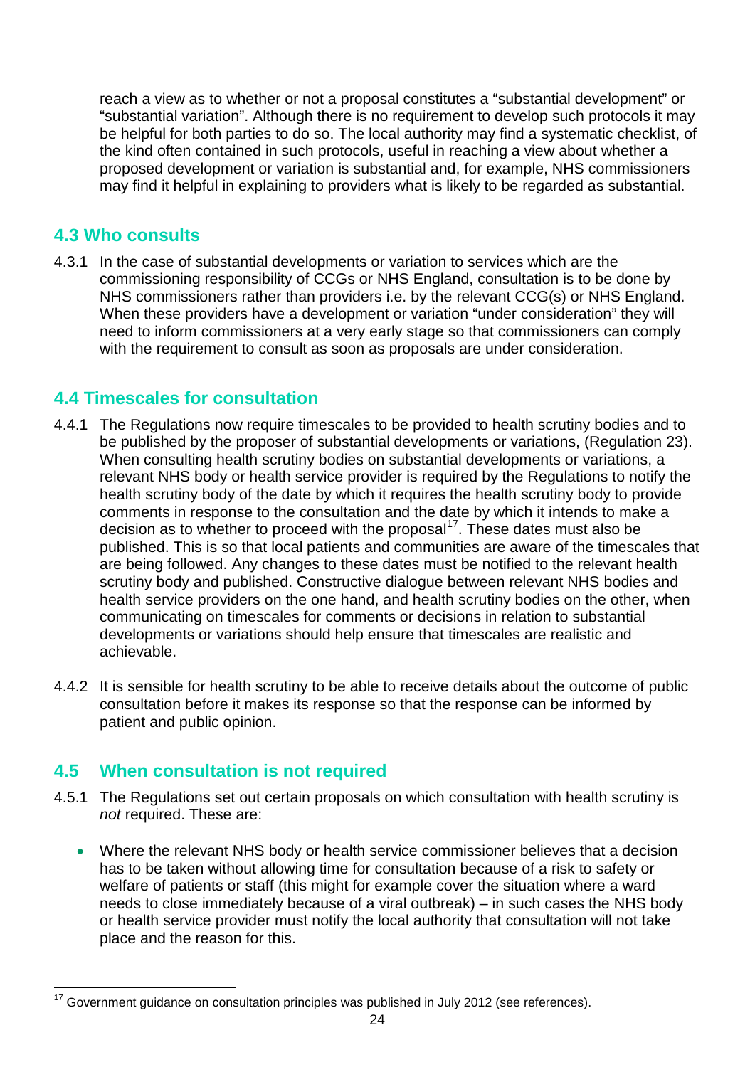reach a view as to whether or not a proposal constitutes a "substantial development" or "substantial variation". Although there is no requirement to develop such protocols it may be helpful for both parties to do so. The local authority may find a systematic checklist, of the kind often contained in such protocols, useful in reaching a view about whether a proposed development or variation is substantial and, for example, NHS commissioners may find it helpful in explaining to providers what is likely to be regarded as substantial.

## 4.3 Who consults

4.3.1 In the case of substantial developments or variation to services which are the commissioning responsibility of CCGs or NHS England, consultation is to be done by NHS commissioners rather than providers i.e. by the relevant CCG(s) or NHS England. When these providers have a development or variation "under consideration" they will need to inform commissioners at a very early stage so that commissioners can comply with the requirement to consult as soon as proposals are under consideration.

## 4.4 Timescales for consultation

4.4.1 The Regulations now require timescales to be provided to health scrutiny bodies and to be published by the proposer of substantial developments or variations, (Regulation 23). When consulting health scrutiny bodies on substantial developments or variations, a relevant NHS body or health service provider is required by the Regulations to notify the health scrutiny body of the date by which it requires the health scrutiny body to provide comments in response to the consultation and the date by which it intends to make a decision as to whether to proceed with the proposal[17]. These dates must also be published. This is so that local patients and communities are aware of the timescales that are being followed. Any changes to these dates must be notified to the relevant health scrutiny body and published. Constructive dialogue between relevant NHS bodies and health service providers on the one hand, and health scrutiny bodies on the other, when communicating on timescales for comments or decisions in relation to substantial developments or variations should help ensure that timescales are realistic and achievable.

4.4.2 It is sensible for health scrutiny to be able to receive details about the outcome of public consultation before it makes its response so that the response can be informed by patient and public opinion.

## 4.5 When consultation is not required

4.5.1 The Regulations set out certain proposals on which consultation with health scrutiny is *not* required. These are:

- Where the relevant NHS body or health service commissioner believes that a decision has to be taken without allowing time for consultation because of a risk to safety or welfare of patients or staff (this might for example cover the situation where a ward needs to close immediately because of a viral outbreak) – in such cases the NHS body or health service provider must notify the local authority that consultation will not take place and the reason for this.

[17] Government guidance on consultation principles was published in July 2012 (see references).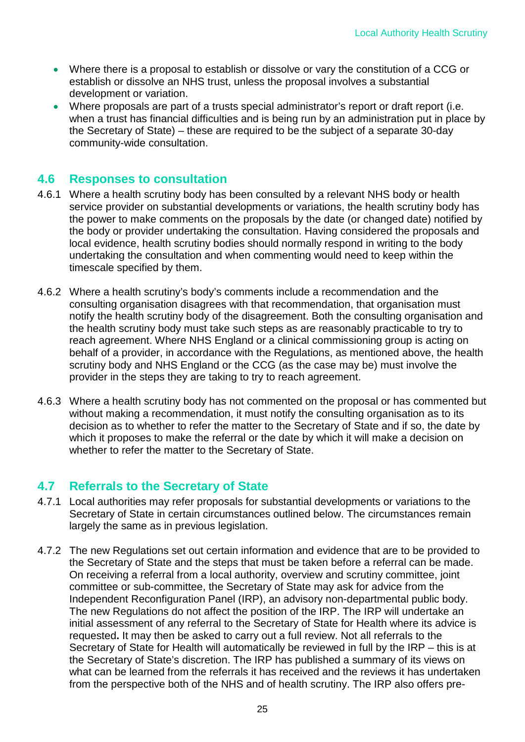- Where there is a proposal to establish or dissolve or vary the constitution of a CCG or establish or dissolve an NHS trust, unless the proposal involves a substantial development or variation.
- Where proposals are part of a trusts special administrator's report or draft report (i.e. when a trust has financial difficulties and is being run by an administration put in place by the Secretary of State) – these are required to be the subject of a separate 30-day community-wide consultation.

## 4.6 Responses to consultation

4.6.1 Where a health scrutiny body has been consulted by a relevant NHS body or health service provider on substantial developments or variations, the health scrutiny body has the power to make comments on the proposals by the date (or changed date) notified by the body or provider undertaking the consultation. Having considered the proposals and local evidence, health scrutiny bodies should normally respond in writing to the body undertaking the consultation and when commenting would need to keep within the timescale specified by them.

4.6.2 Where a health scrutiny's body's comments include a recommendation and the consulting organisation disagrees with that recommendation, that organisation must notify the health scrutiny body of the disagreement. Both the consulting organisation and the health scrutiny body must take such steps as are reasonably practicable to try to reach agreement. Where NHS England or a clinical commissioning group is acting on behalf of a provider, in accordance with the Regulations, as mentioned above, the health scrutiny body and NHS England or the CCG (as the case may be) must involve the provider in the steps they are taking to try to reach agreement.

4.6.3 Where a health scrutiny body has not commented on the proposal or has commented but without making a recommendation, it must notify the consulting organisation as to its decision as to whether to refer the matter to the Secretary of State and if so, the date by which it proposes to make the referral or the date by which it will make a decision on whether to refer the matter to the Secretary of State.

## 4.7 Referrals to the Secretary of State

4.7.1 Local authorities may refer proposals for substantial developments or variations to the Secretary of State in certain circumstances outlined below. The circumstances remain largely the same as in previous legislation.

4.7.2 The new Regulations set out certain information and evidence that are to be provided to the Secretary of State and the steps that must be taken before a referral can be made. On receiving a referral from a local authority, overview and scrutiny committee, joint committee or sub-committee, the Secretary of State may ask for advice from the Independent Reconfiguration Panel (IRP), an advisory non-departmental public body. The new Regulations do not affect the position of the IRP. The IRP will undertake an initial assessment of any referral to the Secretary of State for Health where its advice is requested**.** It may then be asked to carry out a full review. Not all referrals to the Secretary of State for Health will automatically be reviewed in full by the IRP – this is at the Secretary of State's discretion. The IRP has published a summary of its views on what can be learned from the referrals it has received and the reviews it has undertaken from the perspective both of the NHS and of health scrutiny. The IRP also offers pre-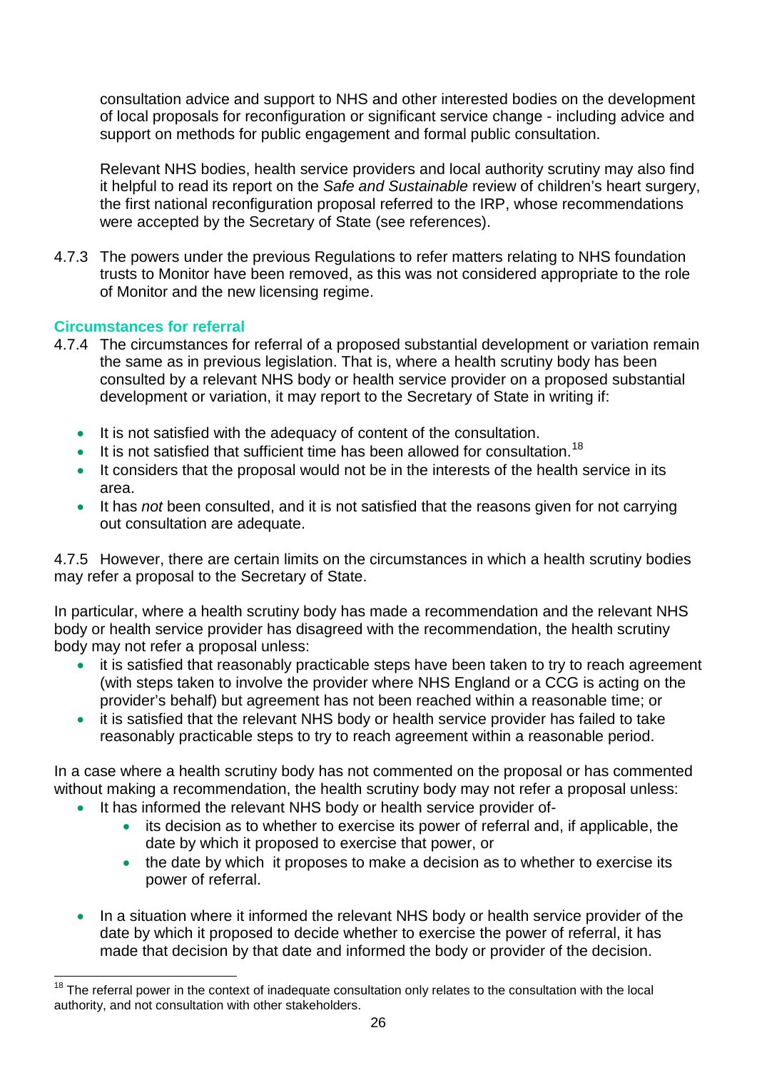consultation advice and support to NHS and other interested bodies on the development of local proposals for reconfiguration or significant service change - including advice and support on methods for public engagement and formal public consultation.

Relevant NHS bodies, health service providers and local authority scrutiny may also find it helpful to read its report on the *Safe and Sustainable* review of children's heart surgery, the first national reconfiguration proposal referred to the IRP, whose recommendations were accepted by the Secretary of State (see references).

4.7.3 The powers under the previous Regulations to refer matters relating to NHS foundation trusts to Monitor have been removed, as this was not considered appropriate to the role of Monitor and the new licensing regime.

### Circumstances for referral

4.7.4 The circumstances for referral of a proposed substantial development or variation remain the same as in previous legislation. That is, where a health scrutiny body has been consulted by a relevant NHS body or health service provider on a proposed substantial development or variation, it may report to the Secretary of State in writing if:

- It is not satisfied with the adequacy of content of the consultation.
- It is not satisfied that sufficient time has been allowed for consultation.[18]
- It considers that the proposal would not be in the interests of the health service in its area.
- It has *not* been consulted, and it is not satisfied that the reasons given for not carrying out consultation are adequate.

4.7.5 However, there are certain limits on the circumstances in which a health scrutiny bodies may refer a proposal to the Secretary of State.

In particular, where a health scrutiny body has made a recommendation and the relevant NHS body or health service provider has disagreed with the recommendation, the health scrutiny body may not refer a proposal unless:

- it is satisfied that reasonably practicable steps have been taken to try to reach agreement (with steps taken to involve the provider where NHS England or a CCG is acting on the provider's behalf) but agreement has not been reached within a reasonable time; or
- it is satisfied that the relevant NHS body or health service provider has failed to take reasonably practicable steps to try to reach agreement within a reasonable period.

In a case where a health scrutiny body has not commented on the proposal or has commented without making a recommendation, the health scrutiny body may not refer a proposal unless:

- It has informed the relevant NHS body or health service provider of-
  - its decision as to whether to exercise its power of referral and, if applicable, the date by which it proposed to exercise that power, or
  - the date by which it proposes to make a decision as to whether to exercise its power of referral.
- In a situation where it informed the relevant NHS body or health service provider of the date by which it proposed to decide whether to exercise the power of referral, it has made that decision by that date and informed the body or provider of the decision.

[18] The referral power in the context of inadequate consultation only relates to the consultation with the local authority, and not consultation with other stakeholders.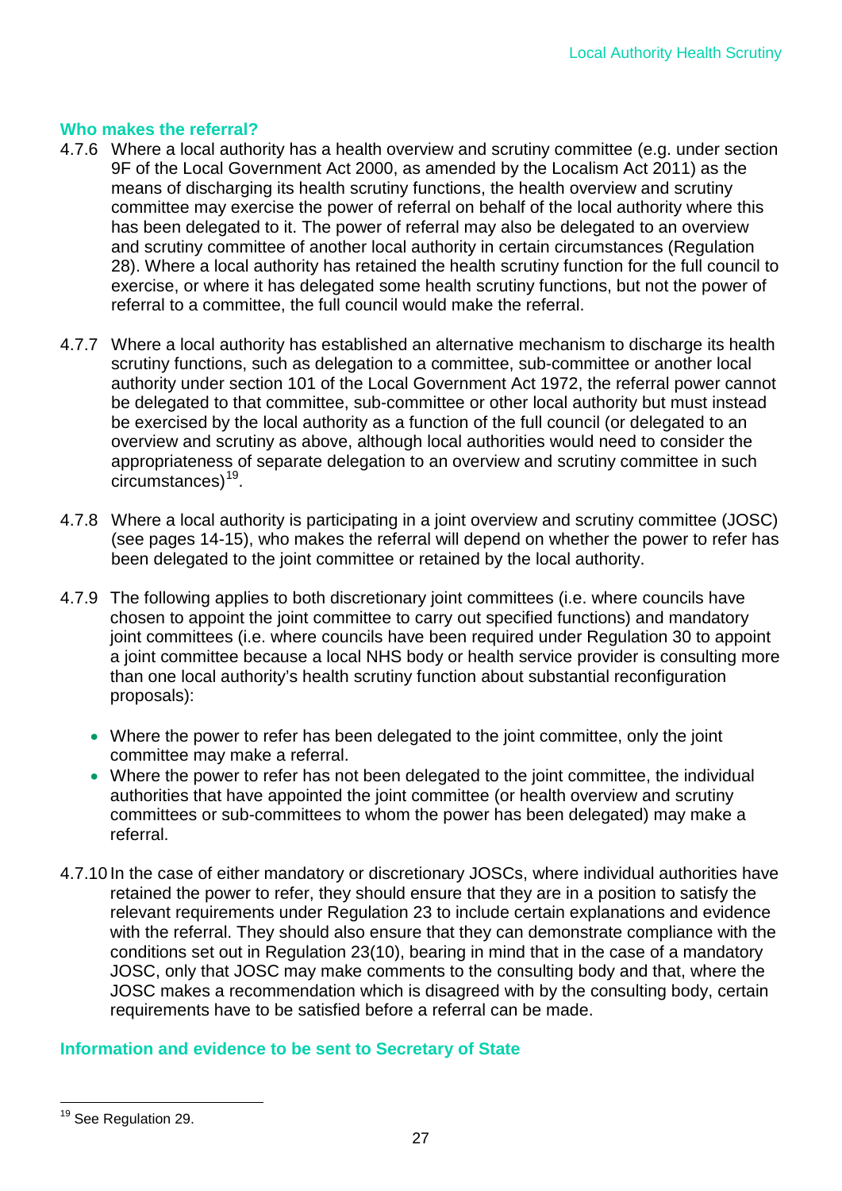### Who makes the referral?

4.7.6 Where a local authority has a health overview and scrutiny committee (e.g. under section 9F of the Local Government Act 2000, as amended by the Localism Act 2011) as the means of discharging its health scrutiny functions, the health overview and scrutiny committee may exercise the power of referral on behalf of the local authority where this has been delegated to it. The power of referral may also be delegated to an overview and scrutiny committee of another local authority in certain circumstances (Regulation 28). Where a local authority has retained the health scrutiny function for the full council to exercise, or where it has delegated some health scrutiny functions, but not the power of referral to a committee, the full council would make the referral.

4.7.7 Where a local authority has established an alternative mechanism to discharge its health scrutiny functions, such as delegation to a committee, sub-committee or another local authority under section 101 of the Local Government Act 1972, the referral power cannot be delegated to that committee, sub-committee or other local authority but must instead be exercised by the local authority as a function of the full council (or delegated to an overview and scrutiny as above, although local authorities would need to consider the appropriateness of separate delegation to an overview and scrutiny committee in such circumstances)[19].

4.7.8 Where a local authority is participating in a joint overview and scrutiny committee (JOSC) (see pages 14-15), who makes the referral will depend on whether the power to refer has been delegated to the joint committee or retained by the local authority.

4.7.9 The following applies to both discretionary joint committees (i.e. where councils have chosen to appoint the joint committee to carry out specified functions) and mandatory joint committees (i.e. where councils have been required under Regulation 30 to appoint a joint committee because a local NHS body or health service provider is consulting more than one local authority's health scrutiny function about substantial reconfiguration proposals):

- Where the power to refer has been delegated to the joint committee, only the joint committee may make a referral.
- Where the power to refer has not been delegated to the joint committee, the individual authorities that have appointed the joint committee (or health overview and scrutiny committees or sub-committees to whom the power has been delegated) may make a referral.

4.7.10 In the case of either mandatory or discretionary JOSCs, where individual authorities have retained the power to refer, they should ensure that they are in a position to satisfy the relevant requirements under Regulation 23 to include certain explanations and evidence with the referral. They should also ensure that they can demonstrate compliance with the conditions set out in Regulation 23(10), bearing in mind that in the case of a mandatory JOSC, only that JOSC may make comments to the consulting body and that, where the JOSC makes a recommendation which is disagreed with by the consulting body, certain requirements have to be satisfied before a referral can be made.

### Information and evidence to be sent to Secretary of State

[19] See Regulation 29.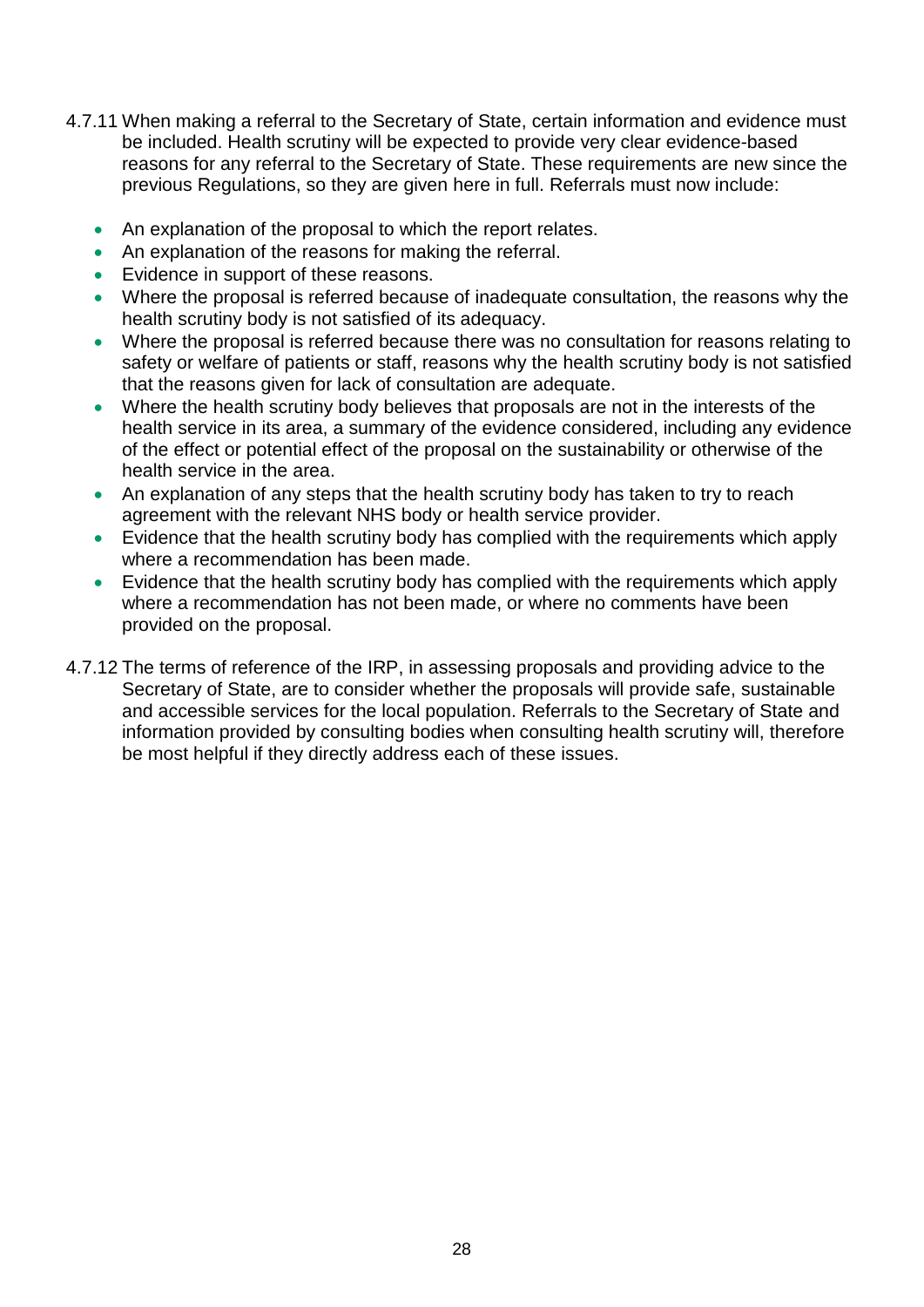4.7.11 When making a referral to the Secretary of State, certain information and evidence must be included. Health scrutiny will be expected to provide very clear evidence-based reasons for any referral to the Secretary of State. These requirements are new since the previous Regulations, so they are given here in full. Referrals must now include:

- An explanation of the proposal to which the report relates.
- An explanation of the reasons for making the referral.
- Evidence in support of these reasons.
- Where the proposal is referred because of inadequate consultation, the reasons why the health scrutiny body is not satisfied of its adequacy.
- Where the proposal is referred because there was no consultation for reasons relating to safety or welfare of patients or staff, reasons why the health scrutiny body is not satisfied that the reasons given for lack of consultation are adequate.
- Where the health scrutiny body believes that proposals are not in the interests of the health service in its area, a summary of the evidence considered, including any evidence of the effect or potential effect of the proposal on the sustainability or otherwise of the health service in the area.
- An explanation of any steps that the health scrutiny body has taken to try to reach agreement with the relevant NHS body or health service provider.
- Evidence that the health scrutiny body has complied with the requirements which apply where a recommendation has been made.
- Evidence that the health scrutiny body has complied with the requirements which apply where a recommendation has not been made, or where no comments have been provided on the proposal.

4.7.12 The terms of reference of the IRP, in assessing proposals and providing advice to the Secretary of State, are to consider whether the proposals will provide safe, sustainable and accessible services for the local population. Referrals to the Secretary of State and information provided by consulting bodies when consulting health scrutiny will, therefore be most helpful if they directly address each of these issues.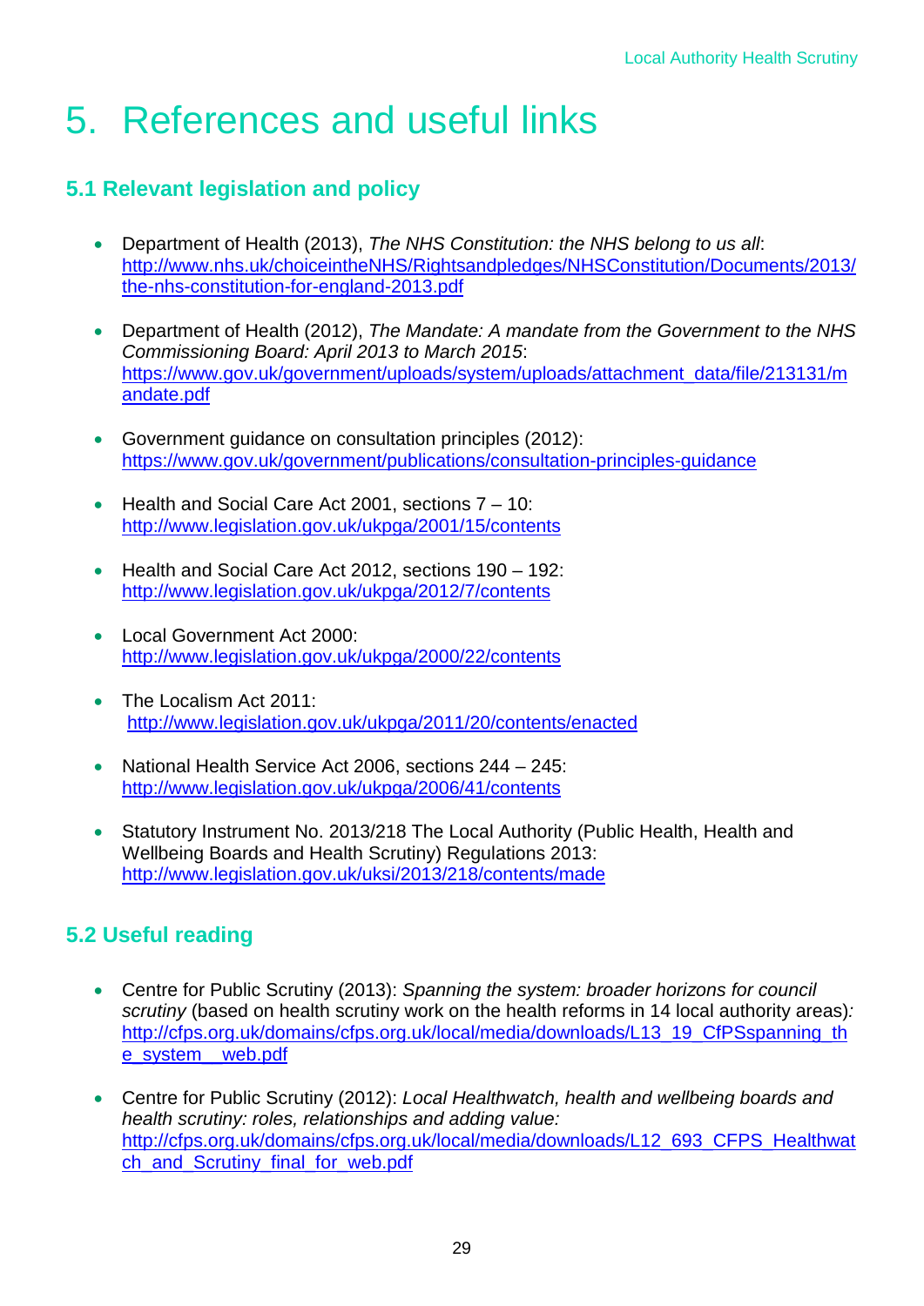# 5. References and useful links

## 5.1 Relevant legislation and policy

- Department of Health (2013), *The NHS Constitution: the NHS belong to us all*: http://www.nhs.uk/choiceintheNHS/Rightsandpledges/NHSConstitution/Documents/2013/the-nhs-constitution-for-england-2013.pdf
- Department of Health (2012), *The Mandate: A mandate from the Government to the NHS Commissioning Board: April 2013 to March 2015*: https://www.gov.uk/government/uploads/system/uploads/attachment_data/file/213131/mandate.pdf
- Government guidance on consultation principles (2012): https://www.gov.uk/government/publications/consultation-principles-guidance
- Health and Social Care Act 2001, sections 7 – 10: http://www.legislation.gov.uk/ukpga/2001/15/contents
- Health and Social Care Act 2012, sections 190 – 192: http://www.legislation.gov.uk/ukpga/2012/7/contents
- Local Government Act 2000: http://www.legislation.gov.uk/ukpga/2000/22/contents
- The Localism Act 2011: http://www.legislation.gov.uk/ukpga/2011/20/contents/enacted
- National Health Service Act 2006, sections 244 – 245: http://www.legislation.gov.uk/ukpga/2006/41/contents
- Statutory Instrument No. 2013/218 The Local Authority (Public Health, Health and Wellbeing Boards and Health Scrutiny) Regulations 2013: http://www.legislation.gov.uk/uksi/2013/218/contents/made

## 5.2 Useful reading

- Centre for Public Scrutiny (2013): *Spanning the system: broader horizons for council scrutiny* (based on health scrutiny work on the health reforms in 14 local authority areas)*:* http://cfps.org.uk/domains/cfps.org.uk/local/media/downloads/L13_19_CfPSspanning_the_system__web.pdf
- Centre for Public Scrutiny (2012): *Local Healthwatch, health and wellbeing boards and health scrutiny: roles, relationships and adding value:* http://cfps.org.uk/domains/cfps.org.uk/local/media/downloads/L12_693_CFPS_Healthwatch_and_Scrutiny_final_for_web.pdf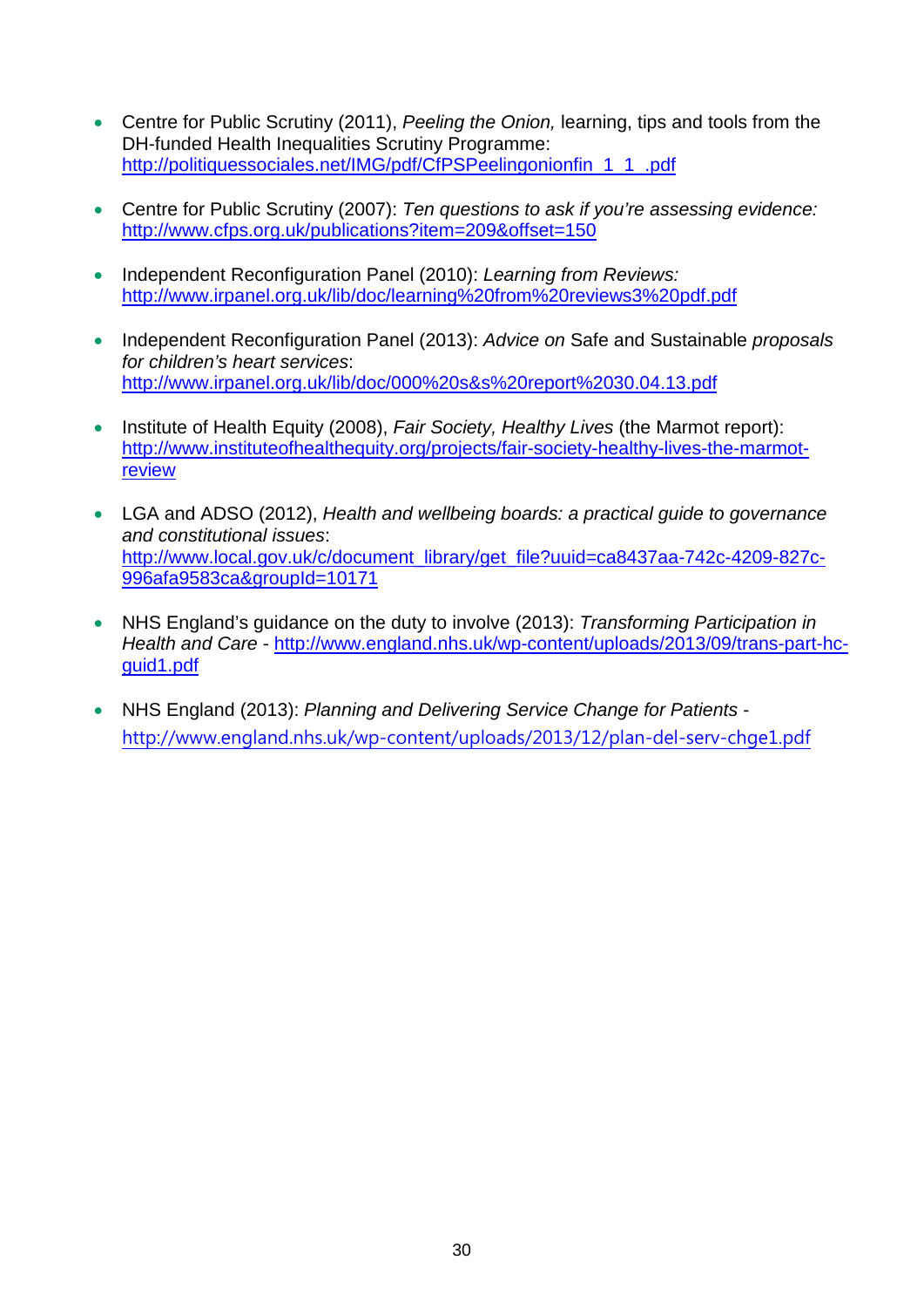- Centre for Public Scrutiny (2011), *Peeling the Onion,* learning, tips and tools from the DH-funded Health Inequalities Scrutiny Programme: http://politiquessociales.net/IMG/pdf/CfPSPeelingonionfin_1_1_.pdf

- Centre for Public Scrutiny (2007): *Ten questions to ask if you're assessing evidence:* http://www.cfps.org.uk/publications?item=209&offset=150

- Independent Reconfiguration Panel (2010): *Learning from Reviews:* http://www.irpanel.org.uk/lib/doc/learning%20from%20reviews3%20pdf.pdf

- Independent Reconfiguration Panel (2013): *Advice on* Safe and Sustainable *proposals for children's heart services*: http://www.irpanel.org.uk/lib/doc/000%20s&s%20report%2030.04.13.pdf

- Institute of Health Equity (2008), *Fair Society, Healthy Lives* (the Marmot report): http://www.instituteofhealthequity.org/projects/fair-society-healthy-lives-the-marmot-review

- LGA and ADSO (2012), *Health and wellbeing boards: a practical guide to governance and constitutional issues*: http://www.local.gov.uk/c/document_library/get_file?uuid=ca8437aa-742c-4209-827c-996afa9583ca&groupId=10171

- NHS England's guidance on the duty to involve (2013): *Transforming Participation in Health and Care* - http://www.england.nhs.uk/wp-content/uploads/2013/09/trans-part-hc-guid1.pdf

- NHS England (2013): *Planning and Delivering Service Change for Patients* - http://www.england.nhs.uk/wp-content/uploads/2013/12/plan-del-serv-chge1.pdf